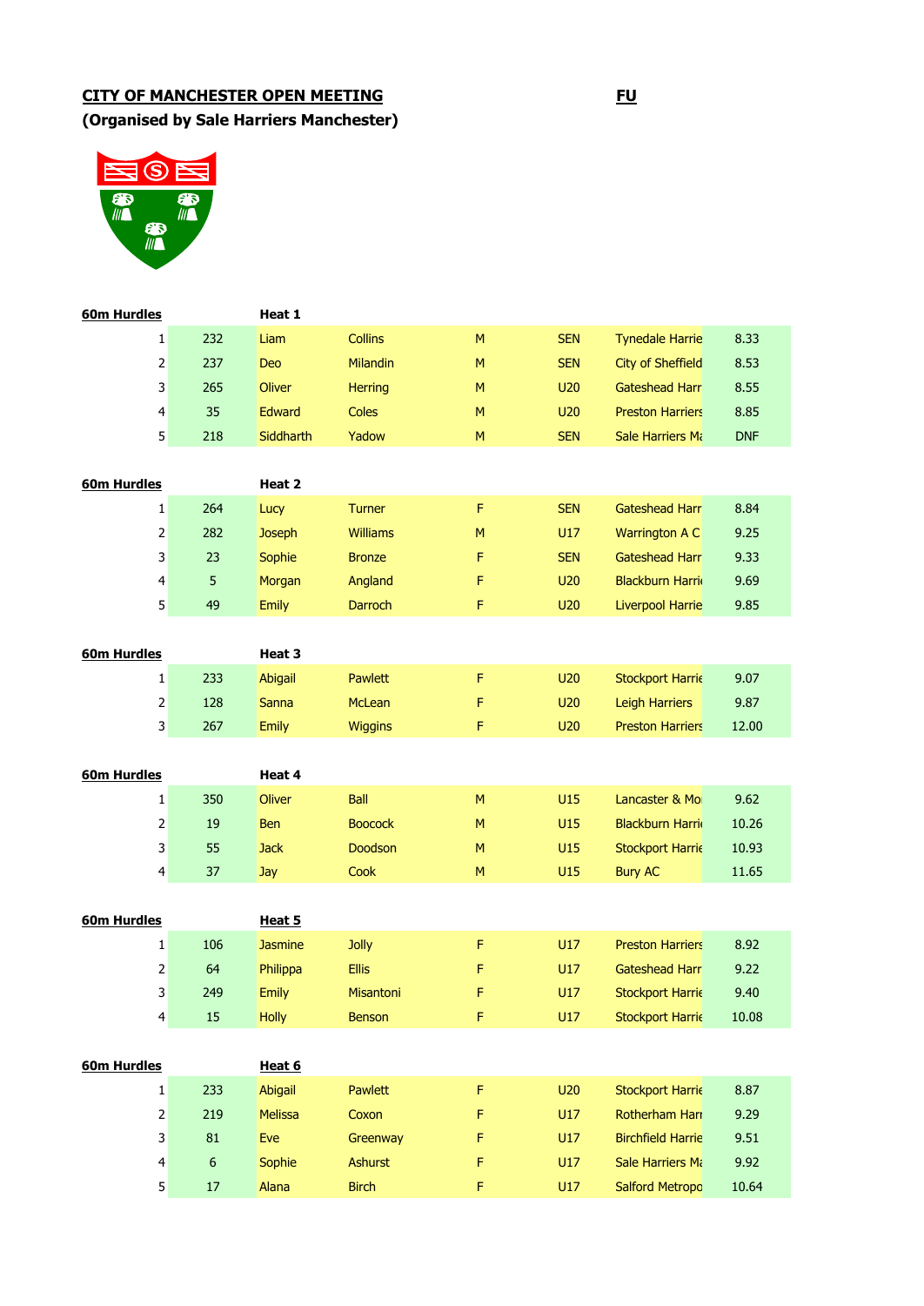**CITY OF MANCHESTER OPEN MEETING** **FU**

**(Organised by Sale Harriers Manchester)**

**60m Hurdles** **Heat 1**

| | | | | | | | |
|---|---|---|---|---|---|---|---|
| 1 | 232 | Liam | Collins | M | SEN | Tynedale Harrie | 8.33 |
| 2 | 237 | Deo | Milandin | M | SEN | City of Sheffield | 8.53 |
| 3 | 265 | Oliver | Herring | M | U20 | Gateshead Harr | 8.55 |
| 4 | 35 | Edward | Coles | M | U20 | Preston Harriers | 8.85 |
| 5 | 218 | Siddharth | Yadow | M | SEN | Sale Harriers Ma | DNF |

**60m Hurdles** **Heat 2**

| | | | | | | | |
|---|---|---|---|---|---|---|---|
| 1 | 264 | Lucy | Turner | F | SEN | Gateshead Harr | 8.84 |
| 2 | 282 | Joseph | Williams | M | U17 | Warrington A C | 9.25 |
| 3 | 23 | Sophie | Bronze | F | SEN | Gateshead Harr | 9.33 |
| 4 | 5 | Morgan | Angland | F | U20 | Blackburn Harri | 9.69 |
| 5 | 49 | Emily | Darroch | F | U20 | Liverpool Harrie | 9.85 |

**60m Hurdles** **Heat 3**

| | | | | | | | |
|---|---|---|---|---|---|---|---|
| 1 | 233 | Abigail | Pawlett | F | U20 | Stockport Harrie | 9.07 |
| 2 | 128 | Sanna | McLean | F | U20 | Leigh Harriers | 9.87 |
| 3 | 267 | Emily | Wiggins | F | U20 | Preston Harriers | 12.00 |

**60m Hurdles** **Heat 4**

| | | | | | | | |
|---|---|---|---|---|---|---|---|
| 1 | 350 | Oliver | Ball | M | U15 | Lancaster & Mo | 9.62 |
| 2 | 19 | Ben | Boocock | M | U15 | Blackburn Harri | 10.26 |
| 3 | 55 | Jack | Doodson | M | U15 | Stockport Harrie | 10.93 |
| 4 | 37 | Jay | Cook | M | U15 | Bury AC | 11.65 |

**60m Hurdles** **Heat 5**

| | | | | | | | |
|---|---|---|---|---|---|---|---|
| 1 | 106 | Jasmine | Jolly | F | U17 | Preston Harriers | 8.92 |
| 2 | 64 | Philippa | Ellis | F | U17 | Gateshead Harr | 9.22 |
| 3 | 249 | Emily | Misantoni | F | U17 | Stockport Harrie | 9.40 |
| 4 | 15 | Holly | Benson | F | U17 | Stockport Harrie | 10.08 |

**60m Hurdles** **Heat 6**

| | | | | | | | |
|---|---|---|---|---|---|---|---|
| 1 | 233 | Abigail | Pawlett | F | U20 | Stockport Harrie | 8.87 |
| 2 | 219 | Melissa | Coxon | F | U17 | Rotherham Harr | 9.29 |
| 3 | 81 | Eve | Greenway | F | U17 | Birchfield Harrie | 9.51 |
| 4 | 6 | Sophie | Ashurst | F | U17 | Sale Harriers Ma | 9.92 |
| 5 | 17 | Alana | Birch | F | U17 | Salford Metropo | 10.64 |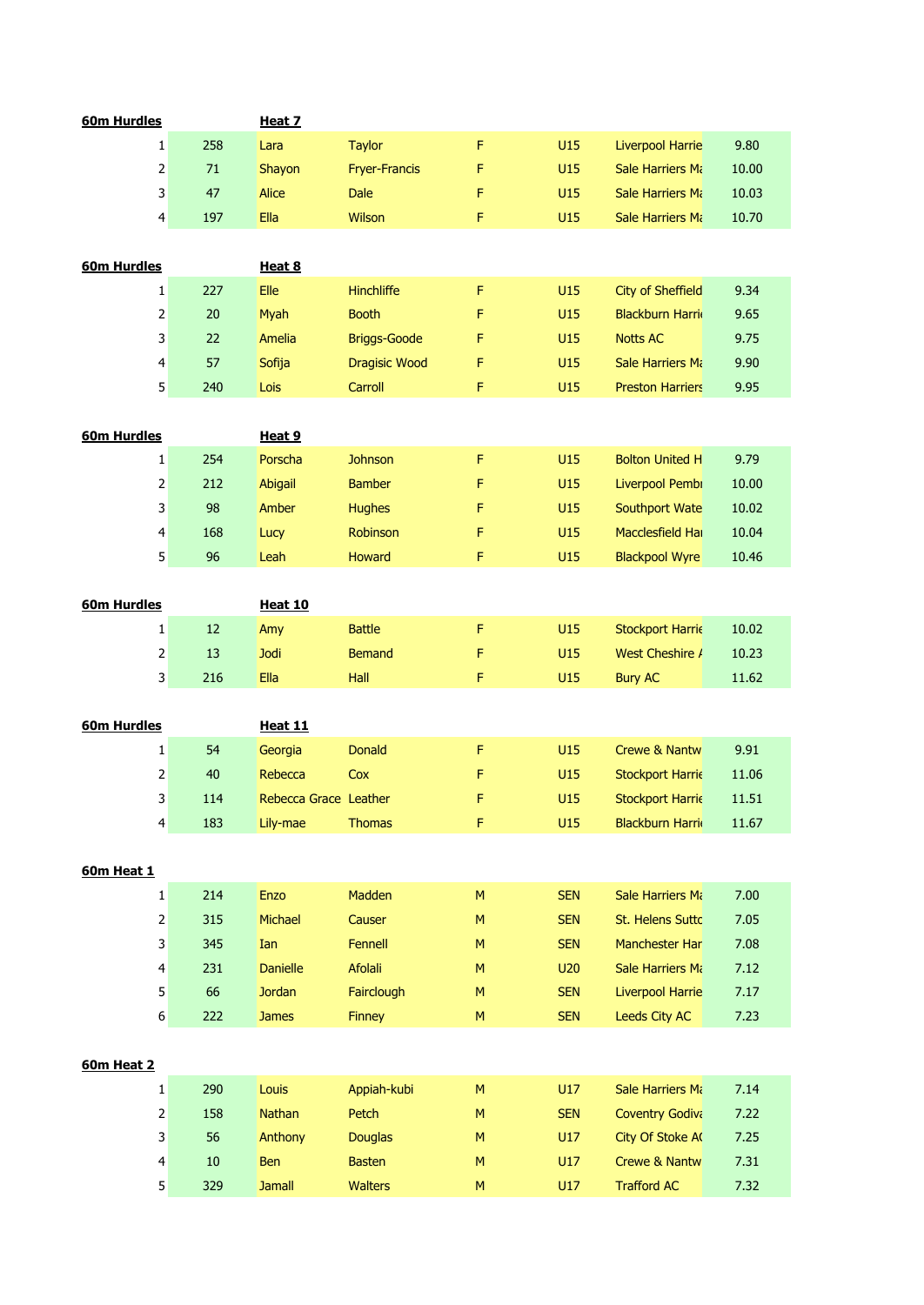**60m Hurdles** **Heat 7**

| | | | | | | | |
|---|---|---|---|---|---|---|---|
| 1 | 258 | Lara | Taylor | F | U15 | Liverpool Harrie | 9.80 |
| 2 | 71 | Shayon | Fryer-Francis | F | U15 | Sale Harriers Ma | 10.00 |
| 3 | 47 | Alice | Dale | F | U15 | Sale Harriers Ma | 10.03 |
| 4 | 197 | Ella | Wilson | F | U15 | Sale Harriers Ma | 10.70 |

**60m Hurdles** **Heat 8**

| | | | | | | | |
|---|---|---|---|---|---|---|---|
| 1 | 227 | Elle | Hinchliffe | F | U15 | City of Sheffield | 9.34 |
| 2 | 20 | Myah | Booth | F | U15 | Blackburn Harrie | 9.65 |
| 3 | 22 | Amelia | Briggs-Goode | F | U15 | Notts AC | 9.75 |
| 4 | 57 | Sofija | Dragisic Wood | F | U15 | Sale Harriers Ma | 9.90 |
| 5 | 240 | Lois | Carroll | F | U15 | Preston Harriers | 9.95 |

**60m Hurdles** **Heat 9**

| | | | | | | | |
|---|---|---|---|---|---|---|---|
| 1 | 254 | Porscha | Johnson | F | U15 | Bolton United H | 9.79 |
| 2 | 212 | Abigail | Bamber | F | U15 | Liverpool Pembr | 10.00 |
| 3 | 98 | Amber | Hughes | F | U15 | Southport Wate | 10.02 |
| 4 | 168 | Lucy | Robinson | F | U15 | Macclesfield Har | 10.04 |
| 5 | 96 | Leah | Howard | F | U15 | Blackpool Wyre | 10.46 |

**60m Hurdles** **Heat 10**

| | | | | | | | |
|---|---|---|---|---|---|---|---|
| 1 | 12 | Amy | Battle | F | U15 | Stockport Harrie | 10.02 |
| 2 | 13 | Jodi | Bemand | F | U15 | West Cheshire A | 10.23 |
| 3 | 216 | Ella | Hall | F | U15 | Bury AC | 11.62 |

**60m Hurdles** **Heat 11**

| | | | | | | | |
|---|---|---|---|---|---|---|---|
| 1 | 54 | Georgia | Donald | F | U15 | Crewe & Nantw | 9.91 |
| 2 | 40 | Rebecca | Cox | F | U15 | Stockport Harrie | 11.06 |
| 3 | 114 | Rebecca Grace | Leather | F | U15 | Stockport Harrie | 11.51 |
| 4 | 183 | Lily-mae | Thomas | F | U15 | Blackburn Harrie | 11.67 |

**60m Heat 1**

| | | | | | | | |
|---|---|---|---|---|---|---|---|
| 1 | 214 | Enzo | Madden | M | SEN | Sale Harriers Ma | 7.00 |
| 2 | 315 | Michael | Causer | M | SEN | St. Helens Sutto | 7.05 |
| 3 | 345 | Ian | Fennell | M | SEN | Manchester Har | 7.08 |
| 4 | 231 | Danielle | Afolali | M | U20 | Sale Harriers Ma | 7.12 |
| 5 | 66 | Jordan | Fairclough | M | SEN | Liverpool Harrie | 7.17 |
| 6 | 222 | James | Finney | M | SEN | Leeds City AC | 7.23 |

**60m Heat 2**

| | | | | | | | |
|---|---|---|---|---|---|---|---|
| 1 | 290 | Louis | Appiah-kubi | M | U17 | Sale Harriers Ma | 7.14 |
| 2 | 158 | Nathan | Petch | M | SEN | Coventry Godiva | 7.22 |
| 3 | 56 | Anthony | Douglas | M | U17 | City Of Stoke AC | 7.25 |
| 4 | 10 | Ben | Basten | M | U17 | Crewe & Nantw | 7.31 |
| 5 | 329 | Jamall | Walters | M | U17 | Trafford AC | 7.32 |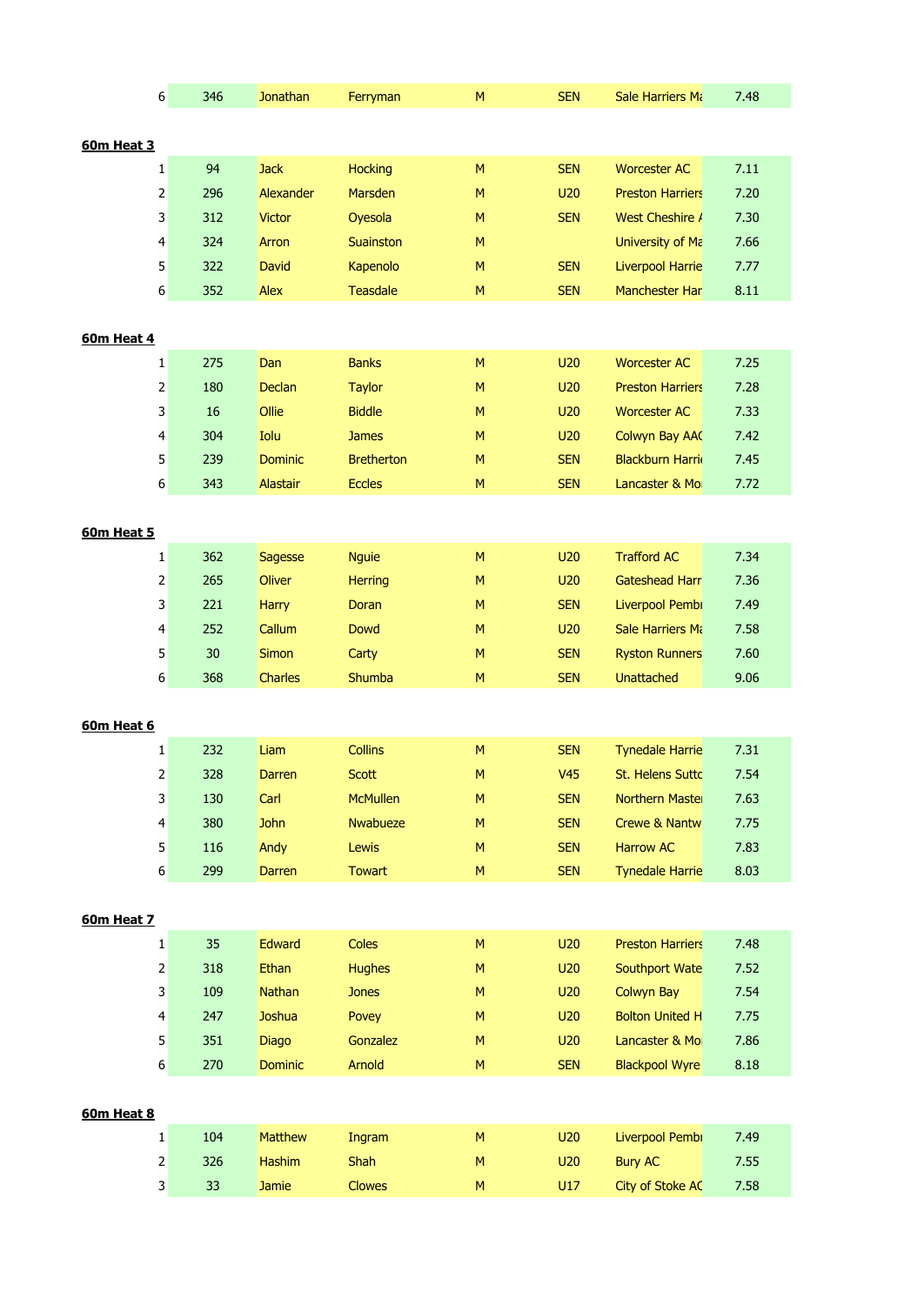| 6 | 346 | Jonathan | Ferryman | M | SEN | Sale Harriers Ma | 7.48 |
|---|---|---|---|---|---|---|---|

**60m Heat 3**

| | | | | | | | |
|---|---|---|---|---|---|---|---|
| 1 | 94 | Jack | Hocking | M | SEN | Worcester AC | 7.11 |
| 2 | 296 | Alexander | Marsden | M | U20 | Preston Harriers | 7.20 |
| 3 | 312 | Victor | Oyesola | M | SEN | West Cheshire A | 7.30 |
| 4 | 324 | Arron | Suainston | M | | University of Ma | 7.66 |
| 5 | 322 | David | Kapenolo | M | SEN | Liverpool Harrie | 7.77 |
| 6 | 352 | Alex | Teasdale | M | SEN | Manchester Har | 8.11 |

**60m Heat 4**

| | | | | | | | |
|---|---|---|---|---|---|---|---|
| 1 | 275 | Dan | Banks | M | U20 | Worcester AC | 7.25 |
| 2 | 180 | Declan | Taylor | M | U20 | Preston Harriers | 7.28 |
| 3 | 16 | Ollie | Biddle | M | U20 | Worcester AC | 7.33 |
| 4 | 304 | Iolu | James | M | U20 | Colwyn Bay AAC | 7.42 |
| 5 | 239 | Dominic | Bretherton | M | SEN | Blackburn Harrie | 7.45 |
| 6 | 343 | Alastair | Eccles | M | SEN | Lancaster & Mo | 7.72 |

**60m Heat 5**

| | | | | | | | |
|---|---|---|---|---|---|---|---|
| 1 | 362 | Sagesse | Nguie | M | U20 | Trafford AC | 7.34 |
| 2 | 265 | Oliver | Herring | M | U20 | Gateshead Harr | 7.36 |
| 3 | 221 | Harry | Doran | M | SEN | Liverpool Pembr | 7.49 |
| 4 | 252 | Callum | Dowd | M | U20 | Sale Harriers Ma | 7.58 |
| 5 | 30 | Simon | Carty | M | SEN | Ryston Runners | 7.60 |
| 6 | 368 | Charles | Shumba | M | SEN | Unattached | 9.06 |

**60m Heat 6**

| | | | | | | | |
|---|---|---|---|---|---|---|---|
| 1 | 232 | Liam | Collins | M | SEN | Tynedale Harrie | 7.31 |
| 2 | 328 | Darren | Scott | M | V45 | St. Helens Sutto | 7.54 |
| 3 | 130 | Carl | McMullen | M | SEN | Northern Master | 7.63 |
| 4 | 380 | John | Nwabueze | M | SEN | Crewe & Nantw | 7.75 |
| 5 | 116 | Andy | Lewis | M | SEN | Harrow AC | 7.83 |
| 6 | 299 | Darren | Towart | M | SEN | Tynedale Harrie | 8.03 |

**60m Heat 7**

| | | | | | | | |
|---|---|---|---|---|---|---|---|
| 1 | 35 | Edward | Coles | M | U20 | Preston Harriers | 7.48 |
| 2 | 318 | Ethan | Hughes | M | U20 | Southport Wate | 7.52 |
| 3 | 109 | Nathan | Jones | M | U20 | Colwyn Bay | 7.54 |
| 4 | 247 | Joshua | Povey | M | U20 | Bolton United H | 7.75 |
| 5 | 351 | Diago | Gonzalez | M | U20 | Lancaster & Mo | 7.86 |
| 6 | 270 | Dominic | Arnold | M | SEN | Blackpool Wyre | 8.18 |

**60m Heat 8**

| | | | | | | | |
|---|---|---|---|---|---|---|---|
| 1 | 104 | Matthew | Ingram | M | U20 | Liverpool Pembr | 7.49 |
| 2 | 326 | Hashim | Shah | M | U20 | Bury AC | 7.55 |
| 3 | 33 | Jamie | Clowes | M | U17 | City of Stoke AC | 7.58 |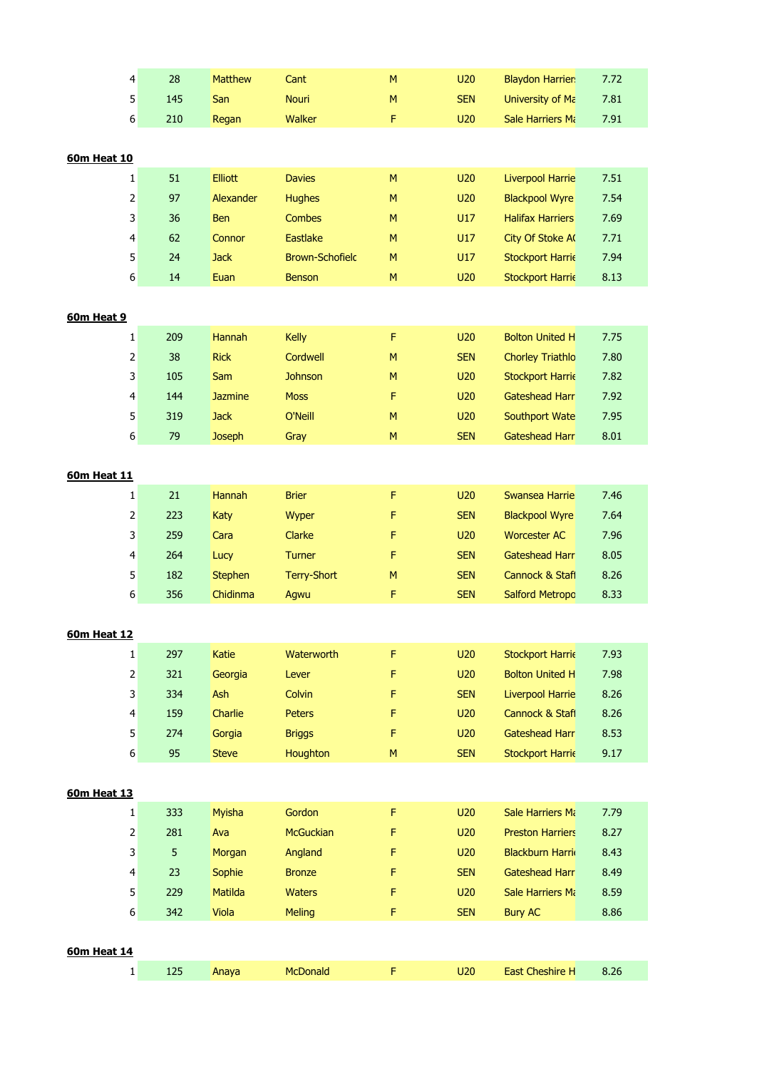| | | | | | | | |
|---|---|---|---|---|---|---|---|
| 4 | 28 | Matthew | Cant | M | U20 | Blaydon Harriers | 7.72 |
| 5 | 145 | San | Nouri | M | SEN | University of Ma | 7.81 |
| 6 | 210 | Regan | Walker | F | U20 | Sale Harriers Ma | 7.91 |

**60m Heat 10**

| | | | | | | | |
|---|---|---|---|---|---|---|---|
| 1 | 51 | Elliott | Davies | M | U20 | Liverpool Harrie | 7.51 |
| 2 | 97 | Alexander | Hughes | M | U20 | Blackpool Wyre | 7.54 |
| 3 | 36 | Ben | Combes | M | U17 | Halifax Harriers | 7.69 |
| 4 | 62 | Connor | Eastlake | M | U17 | City Of Stoke AC | 7.71 |
| 5 | 24 | Jack | Brown-Schofield | M | U17 | Stockport Harrie | 7.94 |
| 6 | 14 | Euan | Benson | M | U20 | Stockport Harrie | 8.13 |

**60m Heat 9**

| | | | | | | | |
|---|---|---|---|---|---|---|---|
| 1 | 209 | Hannah | Kelly | F | U20 | Bolton United H | 7.75 |
| 2 | 38 | Rick | Cordwell | M | SEN | Chorley Triathlo | 7.80 |
| 3 | 105 | Sam | Johnson | M | U20 | Stockport Harrie | 7.82 |
| 4 | 144 | Jazmine | Moss | F | U20 | Gateshead Harr | 7.92 |
| 5 | 319 | Jack | O'Neill | M | U20 | Southport Wate | 7.95 |
| 6 | 79 | Joseph | Gray | M | SEN | Gateshead Harr | 8.01 |

**60m Heat 11**

| | | | | | | | |
|---|---|---|---|---|---|---|---|
| 1 | 21 | Hannah | Brier | F | U20 | Swansea Harrie | 7.46 |
| 2 | 223 | Katy | Wyper | F | SEN | Blackpool Wyre | 7.64 |
| 3 | 259 | Cara | Clarke | F | U20 | Worcester AC | 7.96 |
| 4 | 264 | Lucy | Turner | F | SEN | Gateshead Harr | 8.05 |
| 5 | 182 | Stephen | Terry-Short | M | SEN | Cannock & Staff | 8.26 |
| 6 | 356 | Chidinma | Agwu | F | SEN | Salford Metropo | 8.33 |

**60m Heat 12**

| | | | | | | | |
|---|---|---|---|---|---|---|---|
| 1 | 297 | Katie | Waterworth | F | U20 | Stockport Harrie | 7.93 |
| 2 | 321 | Georgia | Lever | F | U20 | Bolton United H | 7.98 |
| 3 | 334 | Ash | Colvin | F | SEN | Liverpool Harrie | 8.26 |
| 4 | 159 | Charlie | Peters | F | U20 | Cannock & Staff | 8.26 |
| 5 | 274 | Gorgia | Briggs | F | U20 | Gateshead Harr | 8.53 |
| 6 | 95 | Steve | Houghton | M | SEN | Stockport Harrie | 9.17 |

**60m Heat 13**

| | | | | | | | |
|---|---|---|---|---|---|---|---|
| 1 | 333 | Myisha | Gordon | F | U20 | Sale Harriers Ma | 7.79 |
| 2 | 281 | Ava | McGuckian | F | U20 | Preston Harriers | 8.27 |
| 3 | 5 | Morgan | Angland | F | U20 | Blackburn Harrie | 8.43 |
| 4 | 23 | Sophie | Bronze | F | SEN | Gateshead Harr | 8.49 |
| 5 | 229 | Matilda | Waters | F | U20 | Sale Harriers Ma | 8.59 |
| 6 | 342 | Viola | Meling | F | SEN | Bury AC | 8.86 |

**60m Heat 14**

| | | | | | | | |
|---|---|---|---|---|---|---|---|
| 1 | 125 | Anaya | McDonald | F | U20 | East Cheshire H | 8.26 |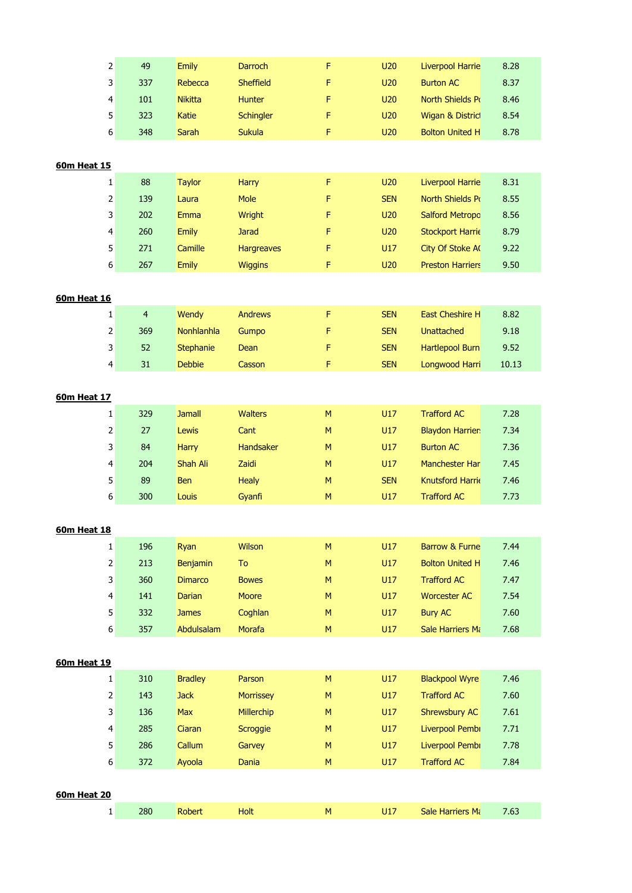| | | | | | | | |
|---|---|---|---|---|---|---|---|
| 2 | 49 | Emily | Darroch | F | U20 | Liverpool Harrie | 8.28 |
| 3 | 337 | Rebecca | Sheffield | F | U20 | Burton AC | 8.37 |
| 4 | 101 | Nikitta | Hunter | F | U20 | North Shields Po | 8.46 |
| 5 | 323 | Katie | Schingler | F | U20 | Wigan & District | 8.54 |
| 6 | 348 | Sarah | Sukula | F | U20 | Bolton United H | 8.78 |

**60m Heat 15**

| | | | | | | | |
|---|---|---|---|---|---|---|---|
| 1 | 88 | Taylor | Harry | F | U20 | Liverpool Harrie | 8.31 |
| 2 | 139 | Laura | Mole | F | SEN | North Shields Po | 8.55 |
| 3 | 202 | Emma | Wright | F | U20 | Salford Metropo | 8.56 |
| 4 | 260 | Emily | Jarad | F | U20 | Stockport Harrie | 8.79 |
| 5 | 271 | Camille | Hargreaves | F | U17 | City Of Stoke AC | 9.22 |
| 6 | 267 | Emily | Wiggins | F | U20 | Preston Harriers | 9.50 |

**60m Heat 16**

| | | | | | | | |
|---|---|---|---|---|---|---|---|
| 1 | 4 | Wendy | Andrews | F | SEN | East Cheshire H | 8.82 |
| 2 | 369 | Nonhlanhla | Gumpo | F | SEN | Unattached | 9.18 |
| 3 | 52 | Stephanie | Dean | F | SEN | Hartlepool Burn | 9.52 |
| 4 | 31 | Debbie | Casson | F | SEN | Longwood Harri | 10.13 |

**60m Heat 17**

| | | | | | | | |
|---|---|---|---|---|---|---|---|
| 1 | 329 | Jamall | Walters | M | U17 | Trafford AC | 7.28 |
| 2 | 27 | Lewis | Cant | M | U17 | Blaydon Harriers | 7.34 |
| 3 | 84 | Harry | Handsaker | M | U17 | Burton AC | 7.36 |
| 4 | 204 | Shah Ali | Zaidi | M | U17 | Manchester Har | 7.45 |
| 5 | 89 | Ben | Healy | M | SEN | Knutsford Harrie | 7.46 |
| 6 | 300 | Louis | Gyanfi | M | U17 | Trafford AC | 7.73 |

**60m Heat 18**

| | | | | | | | |
|---|---|---|---|---|---|---|---|
| 1 | 196 | Ryan | Wilson | M | U17 | Barrow & Furne | 7.44 |
| 2 | 213 | Benjamin | To | M | U17 | Bolton United H | 7.46 |
| 3 | 360 | Dimarco | Bowes | M | U17 | Trafford AC | 7.47 |
| 4 | 141 | Darian | Moore | M | U17 | Worcester AC | 7.54 |
| 5 | 332 | James | Coghlan | M | U17 | Bury AC | 7.60 |
| 6 | 357 | Abdulsalam | Morafa | M | U17 | Sale Harriers Ma | 7.68 |

**60m Heat 19**

| | | | | | | | |
|---|---|---|---|---|---|---|---|
| 1 | 310 | Bradley | Parson | M | U17 | Blackpool Wyre | 7.46 |
| 2 | 143 | Jack | Morrissey | M | U17 | Trafford AC | 7.60 |
| 3 | 136 | Max | Millerchip | M | U17 | Shrewsbury AC | 7.61 |
| 4 | 285 | Ciaran | Scroggie | M | U17 | Liverpool Pembr | 7.71 |
| 5 | 286 | Callum | Garvey | M | U17 | Liverpool Pembr | 7.78 |
| 6 | 372 | Ayoola | Dania | M | U17 | Trafford AC | 7.84 |

**60m Heat 20**

| | | | | | | | |
|---|---|---|---|---|---|---|---|
| 1 | 280 | Robert | Holt | M | U17 | Sale Harriers Ma | 7.63 |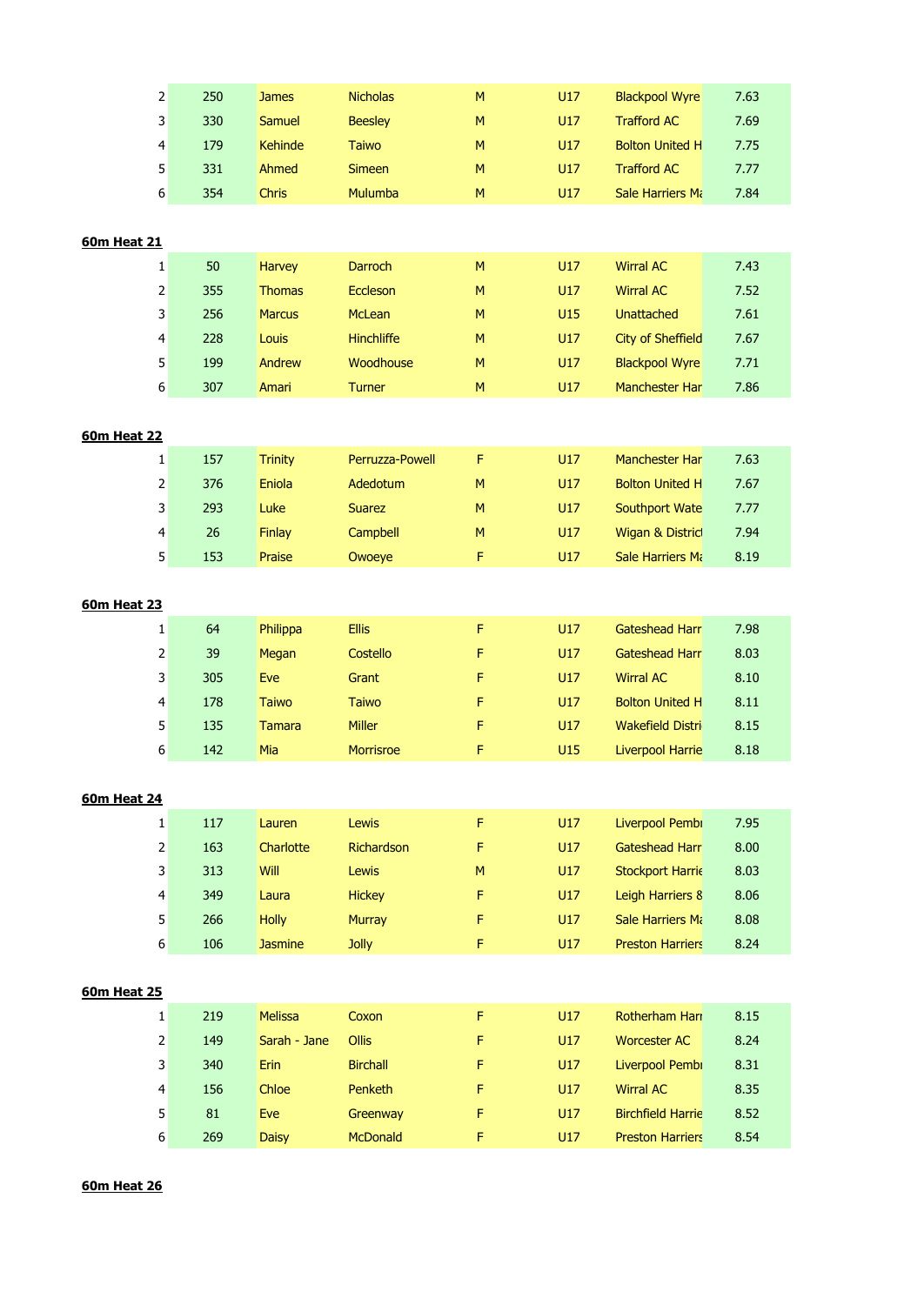| | | | | | | | |
|---|---|---|---|---|---|---|---|
| 2 | 250 | James | Nicholas | M | U17 | Blackpool Wyre | 7.63 |
| 3 | 330 | Samuel | Beesley | M | U17 | Trafford AC | 7.69 |
| 4 | 179 | Kehinde | Taiwo | M | U17 | Bolton United H | 7.75 |
| 5 | 331 | Ahmed | Simeen | M | U17 | Trafford AC | 7.77 |
| 6 | 354 | Chris | Mulumba | M | U17 | Sale Harriers Ma | 7.84 |

**60m Heat 21**

| | | | | | | | |
|---|---|---|---|---|---|---|---|
| 1 | 50 | Harvey | Darroch | M | U17 | Wirral AC | 7.43 |
| 2 | 355 | Thomas | Eccleson | M | U17 | Wirral AC | 7.52 |
| 3 | 256 | Marcus | McLean | M | U15 | Unattached | 7.61 |
| 4 | 228 | Louis | Hinchliffe | M | U17 | City of Sheffield | 7.67 |
| 5 | 199 | Andrew | Woodhouse | M | U17 | Blackpool Wyre | 7.71 |
| 6 | 307 | Amari | Turner | M | U17 | Manchester Har | 7.86 |

**60m Heat 22**

| | | | | | | | |
|---|---|---|---|---|---|---|---|
| 1 | 157 | Trinity | Perruzza-Powell | F | U17 | Manchester Har | 7.63 |
| 2 | 376 | Eniola | Adedotum | M | U17 | Bolton United H | 7.67 |
| 3 | 293 | Luke | Suarez | M | U17 | Southport Wate | 7.77 |
| 4 | 26 | Finlay | Campbell | M | U17 | Wigan & District | 7.94 |
| 5 | 153 | Praise | Owoeye | F | U17 | Sale Harriers Ma | 8.19 |

**60m Heat 23**

| | | | | | | | |
|---|---|---|---|---|---|---|---|
| 1 | 64 | Philippa | Ellis | F | U17 | Gateshead Harr | 7.98 |
| 2 | 39 | Megan | Costello | F | U17 | Gateshead Harr | 8.03 |
| 3 | 305 | Eve | Grant | F | U17 | Wirral AC | 8.10 |
| 4 | 178 | Taiwo | Taiwo | F | U17 | Bolton United H | 8.11 |
| 5 | 135 | Tamara | Miller | F | U17 | Wakefield Distri | 8.15 |
| 6 | 142 | Mia | Morrisroe | F | U15 | Liverpool Harrie | 8.18 |

**60m Heat 24**

| | | | | | | | |
|---|---|---|---|---|---|---|---|
| 1 | 117 | Lauren | Lewis | F | U17 | Liverpool Pembr | 7.95 |
| 2 | 163 | Charlotte | Richardson | F | U17 | Gateshead Harr | 8.00 |
| 3 | 313 | Will | Lewis | M | U17 | Stockport Harrie | 8.03 |
| 4 | 349 | Laura | Hickey | F | U17 | Leigh Harriers 8 | 8.06 |
| 5 | 266 | Holly | Murray | F | U17 | Sale Harriers Ma | 8.08 |
| 6 | 106 | Jasmine | Jolly | F | U17 | Preston Harriers | 8.24 |

**60m Heat 25**

| | | | | | | | |
|---|---|---|---|---|---|---|---|
| 1 | 219 | Melissa | Coxon | F | U17 | Rotherham Harr | 8.15 |
| 2 | 149 | Sarah - Jane | Ollis | F | U17 | Worcester AC | 8.24 |
| 3 | 340 | Erin | Birchall | F | U17 | Liverpool Pembr | 8.31 |
| 4 | 156 | Chloe | Penketh | F | U17 | Wirral AC | 8.35 |
| 5 | 81 | Eve | Greenway | F | U17 | Birchfield Harrie | 8.52 |
| 6 | 269 | Daisy | McDonald | F | U17 | Preston Harriers | 8.54 |

**60m Heat 26**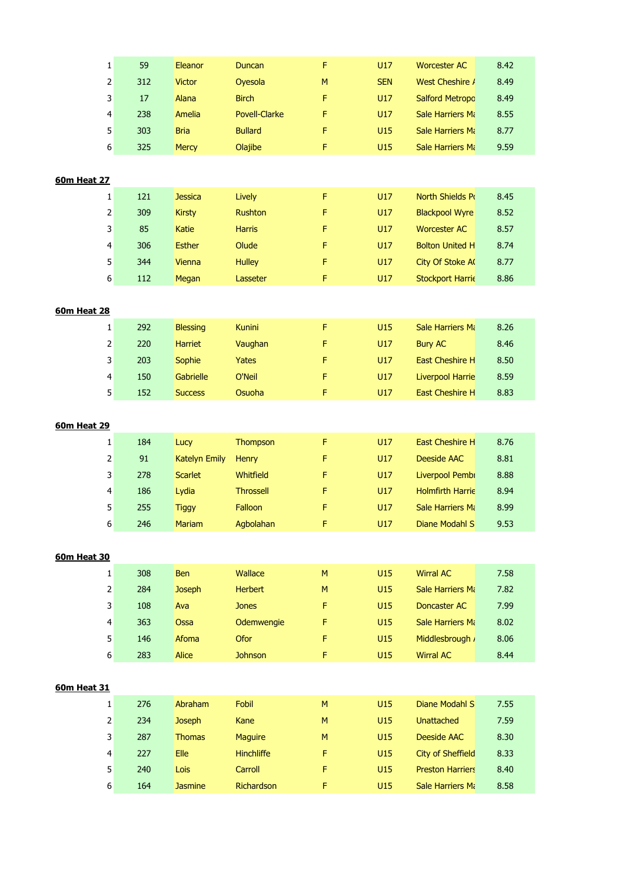| | | | | | | | |
|---|---|---|---|---|---|---|---|
| 1 | 59 | Eleanor | Duncan | F | U17 | Worcester AC | 8.42 |
| 2 | 312 | Victor | Oyesola | M | SEN | West Cheshire A | 8.49 |
| 3 | 17 | Alana | Birch | F | U17 | Salford Metropo | 8.49 |
| 4 | 238 | Amelia | Povell-Clarke | F | U17 | Sale Harriers Ma | 8.55 |
| 5 | 303 | Bria | Bullard | F | U15 | Sale Harriers Ma | 8.77 |
| 6 | 325 | Mercy | Olajibe | F | U15 | Sale Harriers Ma | 9.59 |

**60m Heat 27**

| | | | | | | | |
|---|---|---|---|---|---|---|---|
| 1 | 121 | Jessica | Lively | F | U17 | North Shields Po | 8.45 |
| 2 | 309 | Kirsty | Rushton | F | U17 | Blackpool Wyre | 8.52 |
| 3 | 85 | Katie | Harris | F | U17 | Worcester AC | 8.57 |
| 4 | 306 | Esther | Olude | F | U17 | Bolton United H | 8.74 |
| 5 | 344 | Vienna | Hulley | F | U17 | City Of Stoke AC | 8.77 |
| 6 | 112 | Megan | Lasseter | F | U17 | Stockport Harrie | 8.86 |

**60m Heat 28**

| | | | | | | | |
|---|---|---|---|---|---|---|---|
| 1 | 292 | Blessing | Kunini | F | U15 | Sale Harriers Ma | 8.26 |
| 2 | 220 | Harriet | Vaughan | F | U17 | Bury AC | 8.46 |
| 3 | 203 | Sophie | Yates | F | U17 | East Cheshire H | 8.50 |
| 4 | 150 | Gabrielle | O'Neil | F | U17 | Liverpool Harrie | 8.59 |
| 5 | 152 | Success | Osuoha | F | U17 | East Cheshire H | 8.83 |

**60m Heat 29**

| | | | | | | | |
|---|---|---|---|---|---|---|---|
| 1 | 184 | Lucy | Thompson | F | U17 | East Cheshire H | 8.76 |
| 2 | 91 | Katelyn Emily | Henry | F | U17 | Deeside AAC | 8.81 |
| 3 | 278 | Scarlet | Whitfield | F | U17 | Liverpool Pembr | 8.88 |
| 4 | 186 | Lydia | Throssell | F | U17 | Holmfirth Harrie | 8.94 |
| 5 | 255 | Tiggy | Falloon | F | U17 | Sale Harriers Ma | 8.99 |
| 6 | 246 | Mariam | Agbolahan | F | U17 | Diane Modahl S | 9.53 |

**60m Heat 30**

| | | | | | | | |
|---|---|---|---|---|---|---|---|
| 1 | 308 | Ben | Wallace | M | U15 | Wirral AC | 7.58 |
| 2 | 284 | Joseph | Herbert | M | U15 | Sale Harriers Ma | 7.82 |
| 3 | 108 | Ava | Jones | F | U15 | Doncaster AC | 7.99 |
| 4 | 363 | Ossa | Odemwengie | F | U15 | Sale Harriers Ma | 8.02 |
| 5 | 146 | Afoma | Ofor | F | U15 | Middlesbrough A | 8.06 |
| 6 | 283 | Alice | Johnson | F | U15 | Wirral AC | 8.44 |

**60m Heat 31**

| | | | | | | | |
|---|---|---|---|---|---|---|---|
| 1 | 276 | Abraham | Fobil | M | U15 | Diane Modahl S | 7.55 |
| 2 | 234 | Joseph | Kane | M | U15 | Unattached | 7.59 |
| 3 | 287 | Thomas | Maguire | M | U15 | Deeside AAC | 8.30 |
| 4 | 227 | Elle | Hinchliffe | F | U15 | City of Sheffield | 8.33 |
| 5 | 240 | Lois | Carroll | F | U15 | Preston Harriers | 8.40 |
| 6 | 164 | Jasmine | Richardson | F | U15 | Sale Harriers Ma | 8.58 |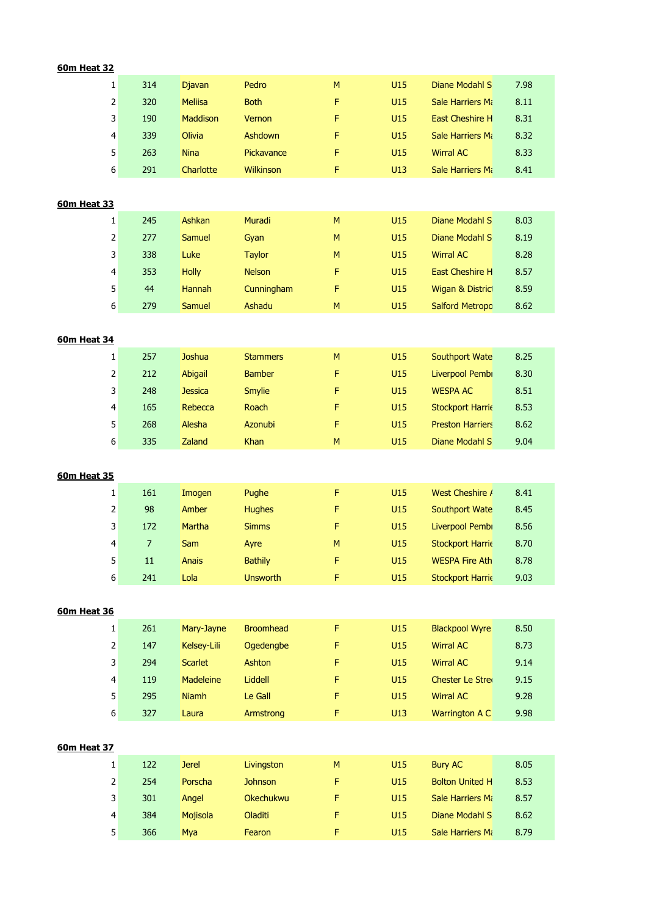**60m Heat 32**

| | | | | | | | |
|---|---|---|---|---|---|---|---|
| 1 | 314 | Djavan | Pedro | M | U15 | Diane Modahl S | 7.98 |
| 2 | 320 | Meliisa | Both | F | U15 | Sale Harriers Ma | 8.11 |
| 3 | 190 | Maddison | Vernon | F | U15 | East Cheshire H | 8.31 |
| 4 | 339 | Olivia | Ashdown | F | U15 | Sale Harriers Ma | 8.32 |
| 5 | 263 | Nina | Pickavance | F | U15 | Wirral AC | 8.33 |
| 6 | 291 | Charlotte | Wilkinson | F | U13 | Sale Harriers Ma | 8.41 |

**60m Heat 33**

| | | | | | | | |
|---|---|---|---|---|---|---|---|
| 1 | 245 | Ashkan | Muradi | M | U15 | Diane Modahl S | 8.03 |
| 2 | 277 | Samuel | Gyan | M | U15 | Diane Modahl S | 8.19 |
| 3 | 338 | Luke | Taylor | M | U15 | Wirral AC | 8.28 |
| 4 | 353 | Holly | Nelson | F | U15 | East Cheshire H | 8.57 |
| 5 | 44 | Hannah | Cunningham | F | U15 | Wigan & District | 8.59 |
| 6 | 279 | Samuel | Ashadu | M | U15 | Salford Metropo | 8.62 |

**60m Heat 34**

| | | | | | | | |
|---|---|---|---|---|---|---|---|
| 1 | 257 | Joshua | Stammers | M | U15 | Southport Wate | 8.25 |
| 2 | 212 | Abigail | Bamber | F | U15 | Liverpool Pembr | 8.30 |
| 3 | 248 | Jessica | Smylie | F | U15 | WESPA AC | 8.51 |
| 4 | 165 | Rebecca | Roach | F | U15 | Stockport Harrie | 8.53 |
| 5 | 268 | Alesha | Azonubi | F | U15 | Preston Harriers | 8.62 |
| 6 | 335 | Zaland | Khan | M | U15 | Diane Modahl S | 9.04 |

**60m Heat 35**

| | | | | | | | |
|---|---|---|---|---|---|---|---|
| 1 | 161 | Imogen | Pughe | F | U15 | West Cheshire A | 8.41 |
| 2 | 98 | Amber | Hughes | F | U15 | Southport Wate | 8.45 |
| 3 | 172 | Martha | Simms | F | U15 | Liverpool Pembr | 8.56 |
| 4 | 7 | Sam | Ayre | M | U15 | Stockport Harrie | 8.70 |
| 5 | 11 | Anais | Bathily | F | U15 | WESPA Fire Ath | 8.78 |
| 6 | 241 | Lola | Unsworth | F | U15 | Stockport Harrie | 9.03 |

**60m Heat 36**

| | | | | | | | |
|---|---|---|---|---|---|---|---|
| 1 | 261 | Mary-Jayne | Broomhead | F | U15 | Blackpool Wyre | 8.50 |
| 2 | 147 | Kelsey-Lili | Ogedengbe | F | U15 | Wirral AC | 8.73 |
| 3 | 294 | Scarlet | Ashton | F | U15 | Wirral AC | 9.14 |
| 4 | 119 | Madeleine | Liddell | F | U15 | Chester Le Stre | 9.15 |
| 5 | 295 | Niamh | Le Gall | F | U15 | Wirral AC | 9.28 |
| 6 | 327 | Laura | Armstrong | F | U13 | Warrington A C | 9.98 |

**60m Heat 37**

| | | | | | | | |
|---|---|---|---|---|---|---|---|
| 1 | 122 | Jerel | Livingston | M | U15 | Bury AC | 8.05 |
| 2 | 254 | Porscha | Johnson | F | U15 | Bolton United H | 8.53 |
| 3 | 301 | Angel | Okechukwu | F | U15 | Sale Harriers Ma | 8.57 |
| 4 | 384 | Mojisola | Oladiti | F | U15 | Diane Modahl S | 8.62 |
| 5 | 366 | Mya | Fearon | F | U15 | Sale Harriers Ma | 8.79 |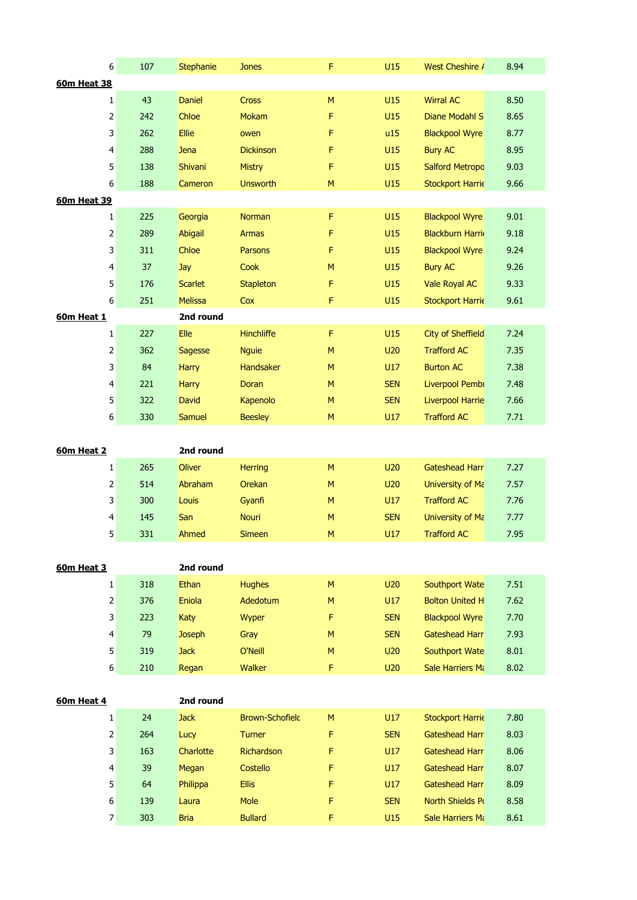| | | | | | | | |
|---|---|---|---|---|---|---|---|
| 6 | 107 | Stephanie | Jones | F | U15 | West Cheshire A | 8.94 |

**60m Heat 38**

| | | | | | | | |
|---|---|---|---|---|---|---|---|
| 1 | 43 | Daniel | Cross | M | U15 | Wirral AC | 8.50 |
| 2 | 242 | Chloe | Mokam | F | U15 | Diane Modahl S | 8.65 |
| 3 | 262 | Ellie | owen | F | u15 | Blackpool Wyre | 8.77 |
| 4 | 288 | Jena | Dickinson | F | U15 | Bury AC | 8.95 |
| 5 | 138 | Shivani | Mistry | F | U15 | Salford Metropo | 9.03 |
| 6 | 188 | Cameron | Unsworth | M | U15 | Stockport Harrie | 9.66 |

**60m Heat 39**

| | | | | | | | |
|---|---|---|---|---|---|---|---|
| 1 | 225 | Georgia | Norman | F | U15 | Blackpool Wyre | 9.01 |
| 2 | 289 | Abigail | Armas | F | U15 | Blackburn Harri | 9.18 |
| 3 | 311 | Chloe | Parsons | F | U15 | Blackpool Wyre | 9.24 |
| 4 | 37 | Jay | Cook | M | U15 | Bury AC | 9.26 |
| 5 | 176 | Scarlet | Stapleton | F | U15 | Vale Royal AC | 9.33 |
| 6 | 251 | Melissa | Cox | F | U15 | Stockport Harrie | 9.61 |

**60m Heat 1** — **2nd round**

| | | | | | | | |
|---|---|---|---|---|---|---|---|
| 1 | 227 | Elle | Hinchliffe | F | U15 | City of Sheffield | 7.24 |
| 2 | 362 | Sagesse | Nguie | M | U20 | Trafford AC | 7.35 |
| 3 | 84 | Harry | Handsaker | M | U17 | Burton AC | 7.38 |
| 4 | 221 | Harry | Doran | M | SEN | Liverpool Pembr | 7.48 |
| 5 | 322 | David | Kapenolo | M | SEN | Liverpool Harrie | 7.66 |
| 6 | 330 | Samuel | Beesley | M | U17 | Trafford AC | 7.71 |

**60m Heat 2** — **2nd round**

| | | | | | | | |
|---|---|---|---|---|---|---|---|
| 1 | 265 | Oliver | Herring | M | U20 | Gateshead Harr | 7.27 |
| 2 | 514 | Abraham | Orekan | M | U20 | University of Ma | 7.57 |
| 3 | 300 | Louis | Gyanfi | M | U17 | Trafford AC | 7.76 |
| 4 | 145 | San | Nouri | M | SEN | University of Ma | 7.77 |
| 5 | 331 | Ahmed | Simeen | M | U17 | Trafford AC | 7.95 |

**60m Heat 3** — **2nd round**

| | | | | | | | |
|---|---|---|---|---|---|---|---|
| 1 | 318 | Ethan | Hughes | M | U20 | Southport Wate | 7.51 |
| 2 | 376 | Eniola | Adedotum | M | U17 | Bolton United H | 7.62 |
| 3 | 223 | Katy | Wyper | F | SEN | Blackpool Wyre | 7.70 |
| 4 | 79 | Joseph | Gray | M | SEN | Gateshead Harr | 7.93 |
| 5 | 319 | Jack | O'Neill | M | U20 | Southport Wate | 8.01 |
| 6 | 210 | Regan | Walker | F | U20 | Sale Harriers Ma | 8.02 |

**60m Heat 4** — **2nd round**

| | | | | | | | |
|---|---|---|---|---|---|---|---|
| 1 | 24 | Jack | Brown-Schofielc | M | U17 | Stockport Harrie | 7.80 |
| 2 | 264 | Lucy | Turner | F | SEN | Gateshead Harr | 8.03 |
| 3 | 163 | Charlotte | Richardson | F | U17 | Gateshead Harr | 8.06 |
| 4 | 39 | Megan | Costello | F | U17 | Gateshead Harr | 8.07 |
| 5 | 64 | Philippa | Ellis | F | U17 | Gateshead Harr | 8.09 |
| 6 | 139 | Laura | Mole | F | SEN | North Shields Po | 8.58 |
| 7 | 303 | Bria | Bullard | F | U15 | Sale Harriers Ma | 8.61 |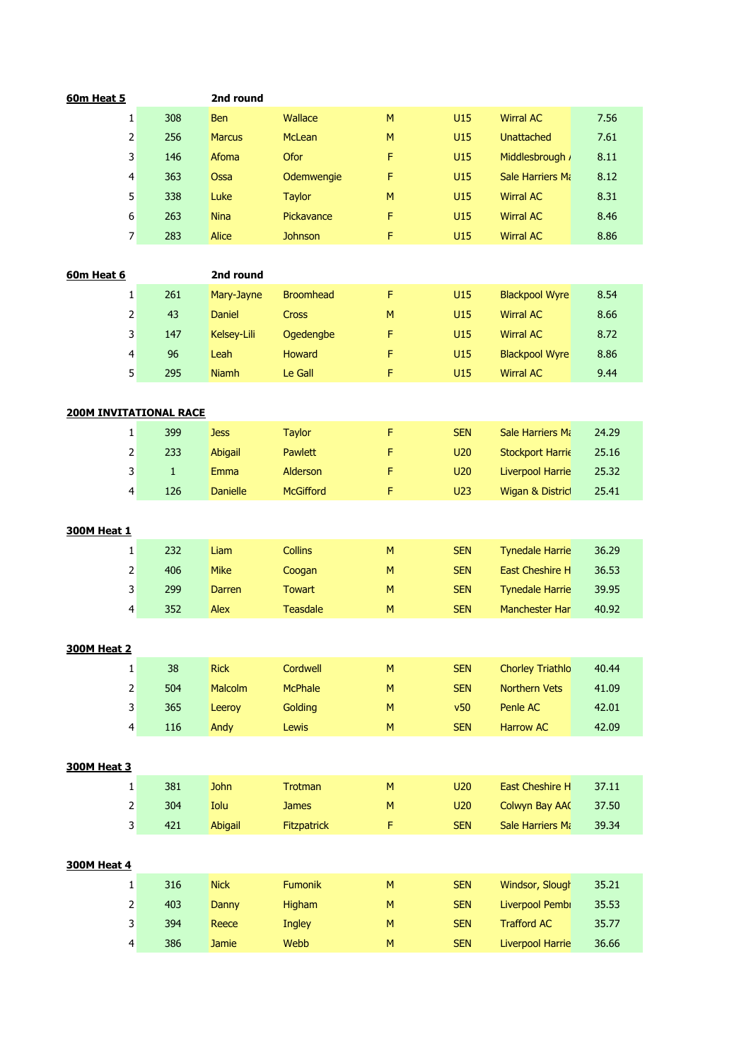**60m Heat 5** — 2nd round

| Pos | No. | First Name | Surname | Sex | Age | Club | Time |
|---|---|---|---|---|---|---|---|
| 1 | 308 | Ben | Wallace | M | U15 | Wirral AC | 7.56 |
| 2 | 256 | Marcus | McLean | M | U15 | Unattached | 7.61 |
| 3 | 146 | Afoma | Ofor | F | U15 | Middlesbrough / | 8.11 |
| 4 | 363 | Ossa | Odemwengie | F | U15 | Sale Harriers Ma | 8.12 |
| 5 | 338 | Luke | Taylor | M | U15 | Wirral AC | 8.31 |
| 6 | 263 | Nina | Pickavance | F | U15 | Wirral AC | 8.46 |
| 7 | 283 | Alice | Johnson | F | U15 | Wirral AC | 8.86 |

**60m Heat 6** — 2nd round

| Pos | No. | First Name | Surname | Sex | Age | Club | Time |
|---|---|---|---|---|---|---|---|
| 1 | 261 | Mary-Jayne | Broomhead | F | U15 | Blackpool Wyre | 8.54 |
| 2 | 43 | Daniel | Cross | M | U15 | Wirral AC | 8.66 |
| 3 | 147 | Kelsey-Lili | Ogedengbe | F | U15 | Wirral AC | 8.72 |
| 4 | 96 | Leah | Howard | F | U15 | Blackpool Wyre | 8.86 |
| 5 | 295 | Niamh | Le Gall | F | U15 | Wirral AC | 9.44 |

**200M INVITATIONAL RACE**

| Pos | No. | First Name | Surname | Sex | Age | Club | Time |
|---|---|---|---|---|---|---|---|
| 1 | 399 | Jess | Taylor | F | SEN | Sale Harriers Ma | 24.29 |
| 2 | 233 | Abigail | Pawlett | F | U20 | Stockport Harrie | 25.16 |
| 3 | 1 | Emma | Alderson | F | U20 | Liverpool Harrie | 25.32 |
| 4 | 126 | Danielle | McGifford | F | U23 | Wigan & District | 25.41 |

**300M Heat 1**

| Pos | No. | First Name | Surname | Sex | Age | Club | Time |
|---|---|---|---|---|---|---|---|
| 1 | 232 | Liam | Collins | M | SEN | Tynedale Harrie | 36.29 |
| 2 | 406 | Mike | Coogan | M | SEN | East Cheshire H | 36.53 |
| 3 | 299 | Darren | Towart | M | SEN | Tynedale Harrie | 39.95 |
| 4 | 352 | Alex | Teasdale | M | SEN | Manchester Har | 40.92 |

**300M Heat 2**

| Pos | No. | First Name | Surname | Sex | Age | Club | Time |
|---|---|---|---|---|---|---|---|
| 1 | 38 | Rick | Cordwell | M | SEN | Chorley Triathlo | 40.44 |
| 2 | 504 | Malcolm | McPhale | M | SEN | Northern Vets | 41.09 |
| 3 | 365 | Leeroy | Golding | M | v50 | Penle AC | 42.01 |
| 4 | 116 | Andy | Lewis | M | SEN | Harrow AC | 42.09 |

**300M Heat 3**

| Pos | No. | First Name | Surname | Sex | Age | Club | Time |
|---|---|---|---|---|---|---|---|
| 1 | 381 | John | Trotman | M | U20 | East Cheshire H | 37.11 |
| 2 | 304 | Iolu | James | M | U20 | Colwyn Bay AAC | 37.50 |
| 3 | 421 | Abigail | Fitzpatrick | F | SEN | Sale Harriers Ma | 39.34 |

**300M Heat 4**

| Pos | No. | First Name | Surname | Sex | Age | Club | Time |
|---|---|---|---|---|---|---|---|
| 1 | 316 | Nick | Fumonik | M | SEN | Windsor, Slough | 35.21 |
| 2 | 403 | Danny | Higham | M | SEN | Liverpool Pembr | 35.53 |
| 3 | 394 | Reece | Ingley | M | SEN | Trafford AC | 35.77 |
| 4 | 386 | Jamie | Webb | M | SEN | Liverpool Harrie | 36.66 |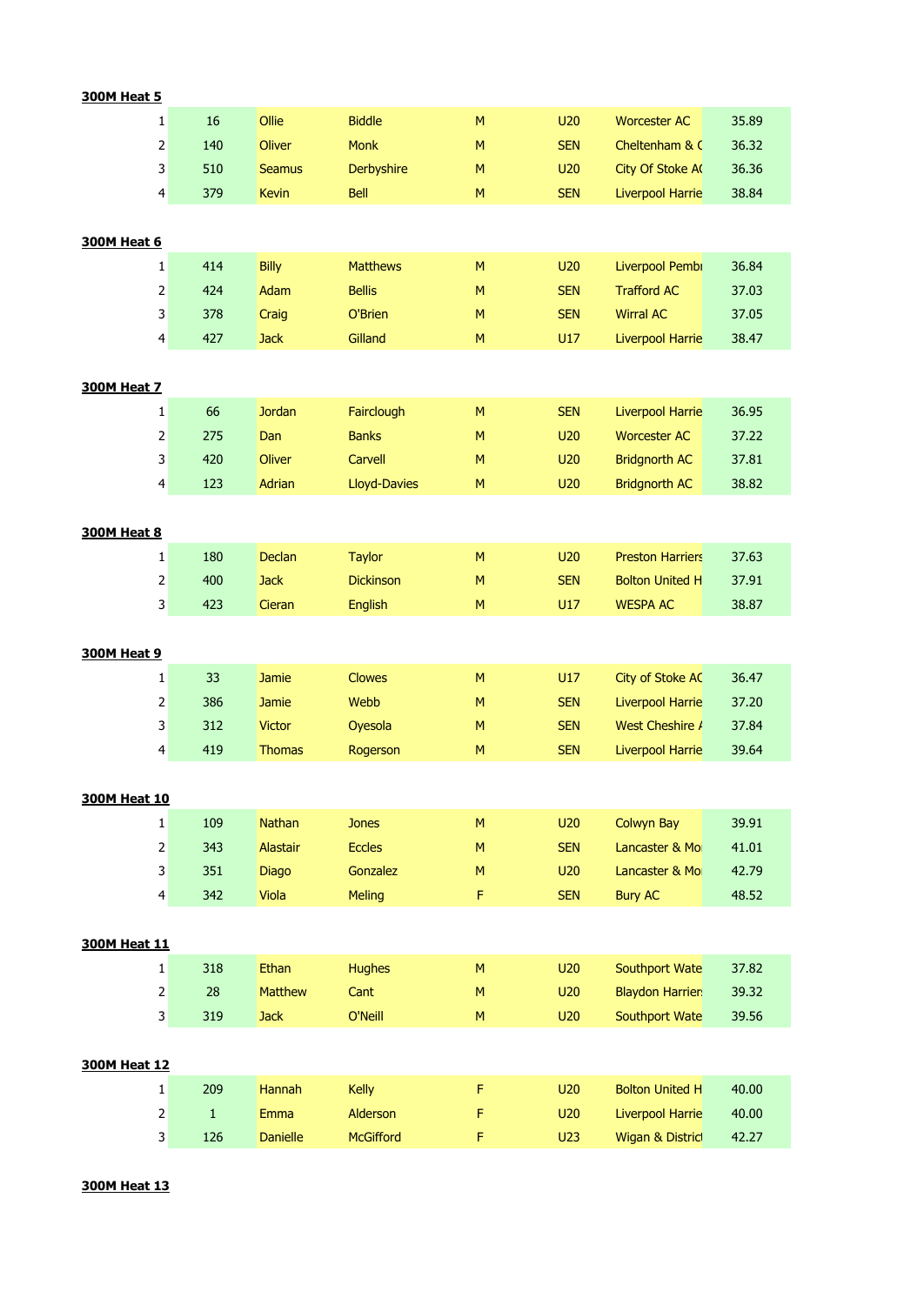**300M Heat 5**

| | | | | | | | |
|---|---|---|---|---|---|---|---|
| 1 | 16 | Ollie | Biddle | M | U20 | Worcester AC | 35.89 |
| 2 | 140 | Oliver | Monk | M | SEN | Cheltenham & C | 36.32 |
| 3 | 510 | Seamus | Derbyshire | M | U20 | City Of Stoke AC | 36.36 |
| 4 | 379 | Kevin | Bell | M | SEN | Liverpool Harrie | 38.84 |

**300M Heat 6**

| | | | | | | | |
|---|---|---|---|---|---|---|---|
| 1 | 414 | Billy | Matthews | M | U20 | Liverpool Pembr | 36.84 |
| 2 | 424 | Adam | Bellis | M | SEN | Trafford AC | 37.03 |
| 3 | 378 | Craig | O'Brien | M | SEN | Wirral AC | 37.05 |
| 4 | 427 | Jack | Gilland | M | U17 | Liverpool Harrie | 38.47 |

**300M Heat 7**

| | | | | | | | |
|---|---|---|---|---|---|---|---|
| 1 | 66 | Jordan | Fairclough | M | SEN | Liverpool Harrie | 36.95 |
| 2 | 275 | Dan | Banks | M | U20 | Worcester AC | 37.22 |
| 3 | 420 | Oliver | Carvell | M | U20 | Bridgnorth AC | 37.81 |
| 4 | 123 | Adrian | Lloyd-Davies | M | U20 | Bridgnorth AC | 38.82 |

**300M Heat 8**

| | | | | | | | |
|---|---|---|---|---|---|---|---|
| 1 | 180 | Declan | Taylor | M | U20 | Preston Harriers | 37.63 |
| 2 | 400 | Jack | Dickinson | M | SEN | Bolton United H | 37.91 |
| 3 | 423 | Cieran | English | M | U17 | WESPA AC | 38.87 |

**300M Heat 9**

| | | | | | | | |
|---|---|---|---|---|---|---|---|
| 1 | 33 | Jamie | Clowes | M | U17 | City of Stoke AC | 36.47 |
| 2 | 386 | Jamie | Webb | M | SEN | Liverpool Harrie | 37.20 |
| 3 | 312 | Victor | Oyesola | M | SEN | West Cheshire A | 37.84 |
| 4 | 419 | Thomas | Rogerson | M | SEN | Liverpool Harrie | 39.64 |

**300M Heat 10**

| | | | | | | | |
|---|---|---|---|---|---|---|---|
| 1 | 109 | Nathan | Jones | M | U20 | Colwyn Bay | 39.91 |
| 2 | 343 | Alastair | Eccles | M | SEN | Lancaster & Mo | 41.01 |
| 3 | 351 | Diago | Gonzalez | M | U20 | Lancaster & Mo | 42.79 |
| 4 | 342 | Viola | Meling | F | SEN | Bury AC | 48.52 |

**300M Heat 11**

| | | | | | | | |
|---|---|---|---|---|---|---|---|
| 1 | 318 | Ethan | Hughes | M | U20 | Southport Wate | 37.82 |
| 2 | 28 | Matthew | Cant | M | U20 | Blaydon Harrier | 39.32 |
| 3 | 319 | Jack | O'Neill | M | U20 | Southport Wate | 39.56 |

**300M Heat 12**

| | | | | | | | |
|---|---|---|---|---|---|---|---|
| 1 | 209 | Hannah | Kelly | F | U20 | Bolton United H | 40.00 |
| 2 | 1 | Emma | Alderson | F | U20 | Liverpool Harrie | 40.00 |
| 3 | 126 | Danielle | McGifford | F | U23 | Wigan & District | 42.27 |

**300M Heat 13**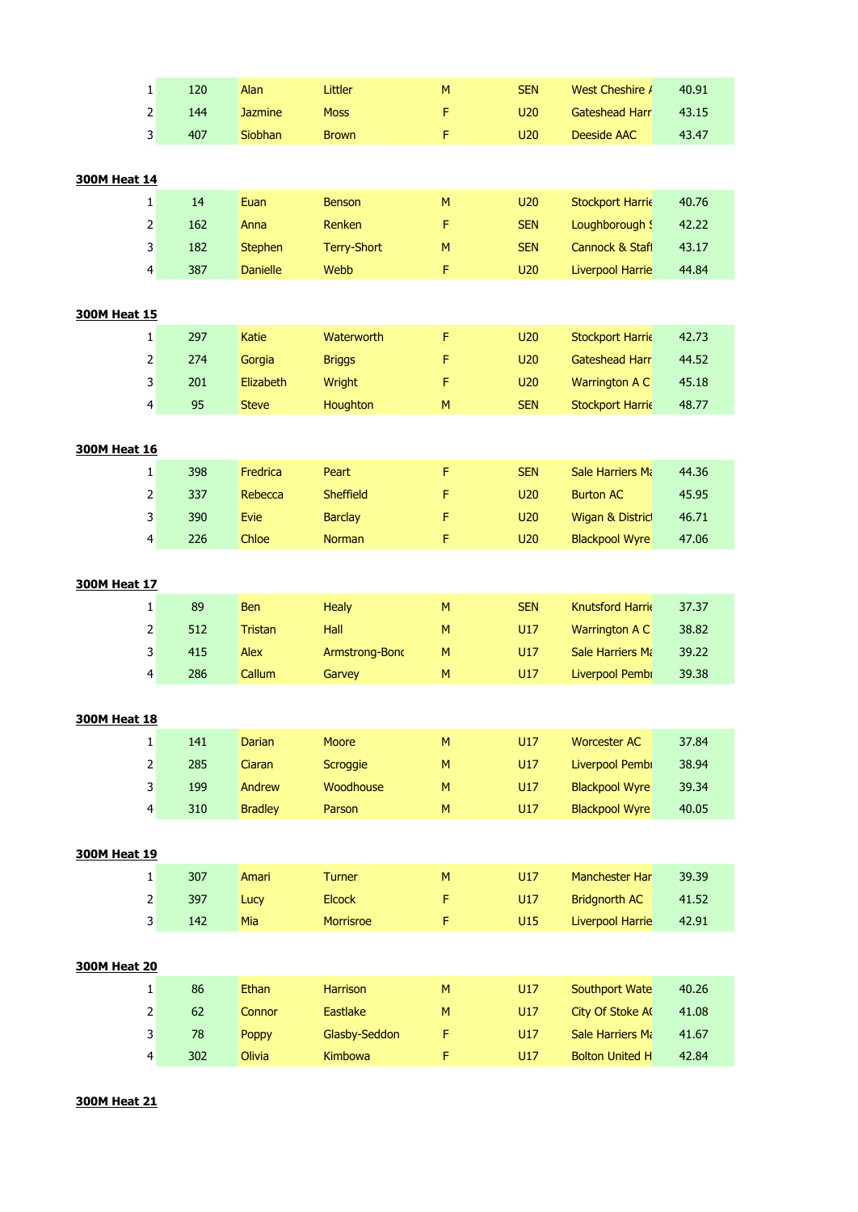| | | | | | | | |
|---|---|---|---|---|---|---|---|
| 1 | 120 | Alan | Littler | M | SEN | West Cheshire / | 40.91 |
| 2 | 144 | Jazmine | Moss | F | U20 | Gateshead Harr | 43.15 |
| 3 | 407 | Siobhan | Brown | F | U20 | Deeside AAC | 43.47 |

**300M Heat 14**

| | | | | | | | |
|---|---|---|---|---|---|---|---|
| 1 | 14 | Euan | Benson | M | U20 | Stockport Harrie | 40.76 |
| 2 | 162 | Anna | Renken | F | SEN | Loughborough S | 42.22 |
| 3 | 182 | Stephen | Terry-Short | M | SEN | Cannock & Staff | 43.17 |
| 4 | 387 | Danielle | Webb | F | U20 | Liverpool Harrie | 44.84 |

**300M Heat 15**

| | | | | | | | |
|---|---|---|---|---|---|---|---|
| 1 | 297 | Katie | Waterworth | F | U20 | Stockport Harrie | 42.73 |
| 2 | 274 | Gorgia | Briggs | F | U20 | Gateshead Harr | 44.52 |
| 3 | 201 | Elizabeth | Wright | F | U20 | Warrington A C | 45.18 |
| 4 | 95 | Steve | Houghton | M | SEN | Stockport Harrie | 48.77 |

**300M Heat 16**

| | | | | | | | |
|---|---|---|---|---|---|---|---|
| 1 | 398 | Fredrica | Peart | F | SEN | Sale Harriers Ma | 44.36 |
| 2 | 337 | Rebecca | Sheffield | F | U20 | Burton AC | 45.95 |
| 3 | 390 | Evie | Barclay | F | U20 | Wigan & District | 46.71 |
| 4 | 226 | Chloe | Norman | F | U20 | Blackpool Wyre | 47.06 |

**300M Heat 17**

| | | | | | | | |
|---|---|---|---|---|---|---|---|
| 1 | 89 | Ben | Healy | M | SEN | Knutsford Harrie | 37.37 |
| 2 | 512 | Tristan | Hall | M | U17 | Warrington A C | 38.82 |
| 3 | 415 | Alex | Armstrong-Bonc | M | U17 | Sale Harriers Ma | 39.22 |
| 4 | 286 | Callum | Garvey | M | U17 | Liverpool Pembr | 39.38 |

**300M Heat 18**

| | | | | | | | |
|---|---|---|---|---|---|---|---|
| 1 | 141 | Darian | Moore | M | U17 | Worcester AC | 37.84 |
| 2 | 285 | Ciaran | Scroggie | M | U17 | Liverpool Pembr | 38.94 |
| 3 | 199 | Andrew | Woodhouse | M | U17 | Blackpool Wyre | 39.34 |
| 4 | 310 | Bradley | Parson | M | U17 | Blackpool Wyre | 40.05 |

**300M Heat 19**

| | | | | | | | |
|---|---|---|---|---|---|---|---|
| 1 | 307 | Amari | Turner | M | U17 | Manchester Har | 39.39 |
| 2 | 397 | Lucy | Elcock | F | U17 | Bridgnorth AC | 41.52 |
| 3 | 142 | Mia | Morrisroe | F | U15 | Liverpool Harrie | 42.91 |

**300M Heat 20**

| | | | | | | | |
|---|---|---|---|---|---|---|---|
| 1 | 86 | Ethan | Harrison | M | U17 | Southport Wate | 40.26 |
| 2 | 62 | Connor | Eastlake | M | U17 | City Of Stoke AC | 41.08 |
| 3 | 78 | Poppy | Glasby-Seddon | F | U17 | Sale Harriers Ma | 41.67 |
| 4 | 302 | Olivia | Kimbowa | F | U17 | Bolton United H | 42.84 |

**300M Heat 21**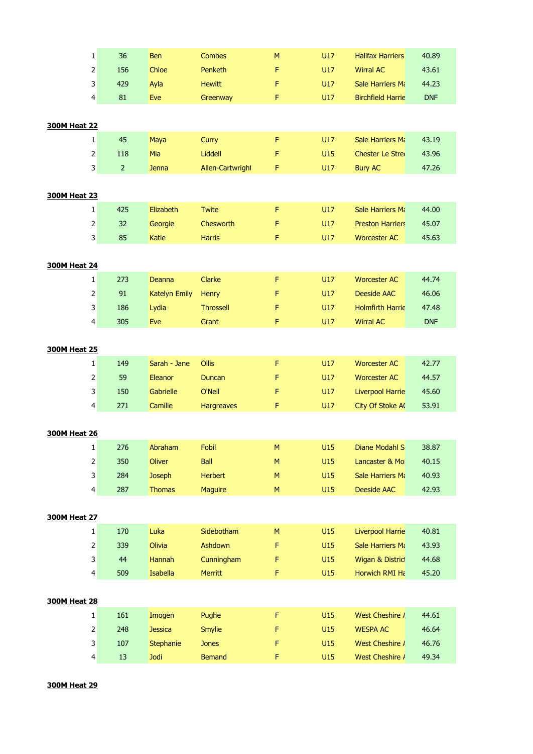| | | | | | | | |
|---|---|---|---|---|---|---|---|
| 1 | 36 | Ben | Combes | M | U17 | Halifax Harriers | 40.89 |
| 2 | 156 | Chloe | Penketh | F | U17 | Wirral AC | 43.61 |
| 3 | 429 | Ayla | Hewitt | F | U17 | Sale Harriers Ma | 44.23 |
| 4 | 81 | Eve | Greenway | F | U17 | Birchfield Harrie | DNF |

**300M Heat 22**

| | | | | | | | |
|---|---|---|---|---|---|---|---|
| 1 | 45 | Maya | Curry | F | U17 | Sale Harriers Ma | 43.19 |
| 2 | 118 | Mia | Liddell | F | U15 | Chester Le Stree | 43.96 |
| 3 | 2 | Jenna | Allen-Cartwright | F | U17 | Bury AC | 47.26 |

**300M Heat 23**

| | | | | | | | |
|---|---|---|---|---|---|---|---|
| 1 | 425 | Elizabeth | Twite | F | U17 | Sale Harriers Ma | 44.00 |
| 2 | 32 | Georgie | Chesworth | F | U17 | Preston Harriers | 45.07 |
| 3 | 85 | Katie | Harris | F | U17 | Worcester AC | 45.63 |

**300M Heat 24**

| | | | | | | | |
|---|---|---|---|---|---|---|---|
| 1 | 273 | Deanna | Clarke | F | U17 | Worcester AC | 44.74 |
| 2 | 91 | Katelyn Emily | Henry | F | U17 | Deeside AAC | 46.06 |
| 3 | 186 | Lydia | Throssell | F | U17 | Holmfirth Harrie | 47.48 |
| 4 | 305 | Eve | Grant | F | U17 | Wirral AC | DNF |

**300M Heat 25**

| | | | | | | | |
|---|---|---|---|---|---|---|---|
| 1 | 149 | Sarah - Jane | Ollis | F | U17 | Worcester AC | 42.77 |
| 2 | 59 | Eleanor | Duncan | F | U17 | Worcester AC | 44.57 |
| 3 | 150 | Gabrielle | O'Neil | F | U17 | Liverpool Harrie | 45.60 |
| 4 | 271 | Camille | Hargreaves | F | U17 | City Of Stoke AC | 53.91 |

**300M Heat 26**

| | | | | | | | |
|---|---|---|---|---|---|---|---|
| 1 | 276 | Abraham | Fobil | M | U15 | Diane Modahl S | 38.87 |
| 2 | 350 | Oliver | Ball | M | U15 | Lancaster & Mo | 40.15 |
| 3 | 284 | Joseph | Herbert | M | U15 | Sale Harriers Ma | 40.93 |
| 4 | 287 | Thomas | Maguire | M | U15 | Deeside AAC | 42.93 |

**300M Heat 27**

| | | | | | | | |
|---|---|---|---|---|---|---|---|
| 1 | 170 | Luka | Sidebotham | M | U15 | Liverpool Harrie | 40.81 |
| 2 | 339 | Olivia | Ashdown | F | U15 | Sale Harriers Ma | 43.93 |
| 3 | 44 | Hannah | Cunningham | F | U15 | Wigan & District | 44.68 |
| 4 | 509 | Isabella | Merritt | F | U15 | Horwich RMI Ha | 45.20 |

**300M Heat 28**

| | | | | | | | |
|---|---|---|---|---|---|---|---|
| 1 | 161 | Imogen | Pughe | F | U15 | West Cheshire A | 44.61 |
| 2 | 248 | Jessica | Smylie | F | U15 | WESPA AC | 46.64 |
| 3 | 107 | Stephanie | Jones | F | U15 | West Cheshire A | 46.76 |
| 4 | 13 | Jodi | Bemand | F | U15 | West Cheshire A | 49.34 |

**300M Heat 29**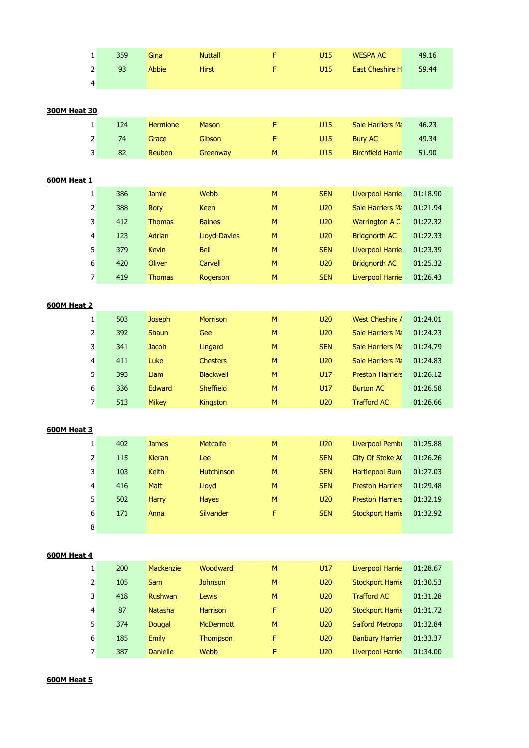| | | | | | | | |
|---|---|---|---|---|---|---|---|
| 1 | 359 | Gina | Nuttall | F | U15 | WESPA AC | 49.16 |
| 2 | 93 | Abbie | Hirst | F | U15 | East Cheshire H | 59.44 |
| 4 | | | | | | | |

**300M Heat 30**

| | | | | | | | |
|---|---|---|---|---|---|---|---|
| 1 | 124 | Hermione | Mason | F | U15 | Sale Harriers Ma | 46.23 |
| 2 | 74 | Grace | Gibson | F | U15 | Bury AC | 49.34 |
| 3 | 82 | Reuben | Greenway | M | U15 | Birchfield Harrie | 51.90 |

**600M Heat 1**

| | | | | | | | |
|---|---|---|---|---|---|---|---|
| 1 | 386 | Jamie | Webb | M | SEN | Liverpool Harrie | 01:18.90 |
| 2 | 388 | Rory | Keen | M | U20 | Sale Harriers Ma | 01:21.94 |
| 3 | 412 | Thomas | Baines | M | U20 | Warrington A C | 01:22.32 |
| 4 | 123 | Adrian | Lloyd-Davies | M | U20 | Bridgnorth AC | 01:22.33 |
| 5 | 379 | Kevin | Bell | M | SEN | Liverpool Harrie | 01:23.39 |
| 6 | 420 | Oliver | Carvell | M | U20 | Bridgnorth AC | 01:25.32 |
| 7 | 419 | Thomas | Rogerson | M | SEN | Liverpool Harrie | 01:26.43 |

**600M Heat 2**

| | | | | | | | |
|---|---|---|---|---|---|---|---|
| 1 | 503 | Joseph | Morrison | M | U20 | West Cheshire A | 01:24.01 |
| 2 | 392 | Shaun | Gee | M | U20 | Sale Harriers Ma | 01:24.23 |
| 3 | 341 | Jacob | Lingard | M | SEN | Sale Harriers Ma | 01:24.79 |
| 4 | 411 | Luke | Chesters | M | U20 | Sale Harriers Ma | 01:24.83 |
| 5 | 393 | Liam | Blackwell | M | U17 | Preston Harriers | 01:26.12 |
| 6 | 336 | Edward | Sheffield | M | U17 | Burton AC | 01:26.58 |
| 7 | 513 | Mikey | Kingston | M | U20 | Trafford AC | 01:26.66 |

**600M Heat 3**

| | | | | | | | |
|---|---|---|---|---|---|---|---|
| 1 | 402 | James | Metcalfe | M | U20 | Liverpool Pembr | 01:25.88 |
| 2 | 115 | Kieran | Lee | M | SEN | City Of Stoke AC | 01:26.26 |
| 3 | 103 | Keith | Hutchinson | M | SEN | Hartlepool Burn | 01:27.03 |
| 4 | 416 | Matt | Lloyd | M | SEN | Preston Harriers | 01:29.48 |
| 5 | 502 | Harry | Hayes | M | U20 | Preston Harriers | 01:32.19 |
| 6 | 171 | Anna | Silvander | F | SEN | Stockport Harrie | 01:32.92 |
| 8 | | | | | | | |

**600M Heat 4**

| | | | | | | | |
|---|---|---|---|---|---|---|---|
| 1 | 200 | Mackenzie | Woodward | M | U17 | Liverpool Harrie | 01:28.67 |
| 2 | 105 | Sam | Johnson | M | U20 | Stockport Harrie | 01:30.53 |
| 3 | 418 | Rushwan | Lewis | M | U20 | Trafford AC | 01:31.28 |
| 4 | 87 | Natasha | Harrison | F | U20 | Stockport Harrie | 01:31.72 |
| 5 | 374 | Dougal | McDermott | M | U20 | Salford Metropo | 01:32.84 |
| 6 | 185 | Emily | Thompson | F | U20 | Banbury Harrier | 01:33.37 |
| 7 | 387 | Danielle | Webb | F | U20 | Liverpool Harrie | 01:34.00 |

**600M Heat 5**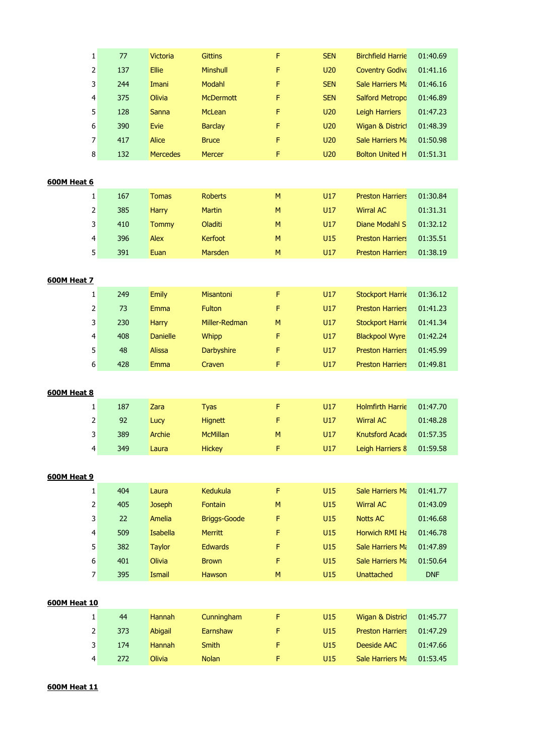| | | | | | | | |
|---|---|---|---|---|---|---|---|
| 1 | 77 | Victoria | Gittins | F | SEN | Birchfield Harrie | 01:40.69 |
| 2 | 137 | Ellie | Minshull | F | U20 | Coventry Godiva | 01:41.16 |
| 3 | 244 | Imani | Modahl | F | SEN | Sale Harriers Ma | 01:46.16 |
| 4 | 375 | Olivia | McDermott | F | SEN | Salford Metropo | 01:46.89 |
| 5 | 128 | Sanna | McLean | F | U20 | Leigh Harriers | 01:47.23 |
| 6 | 390 | Evie | Barclay | F | U20 | Wigan & District | 01:48.39 |
| 7 | 417 | Alice | Bruce | F | U20 | Sale Harriers Ma | 01:50.98 |
| 8 | 132 | Mercedes | Mercer | F | U20 | Bolton United H | 01:51.31 |

**600M Heat 6**

| | | | | | | | |
|---|---|---|---|---|---|---|---|
| 1 | 167 | Tomas | Roberts | M | U17 | Preston Harriers | 01:30.84 |
| 2 | 385 | Harry | Martin | M | U17 | Wirral AC | 01:31.31 |
| 3 | 410 | Tommy | Oladiti | M | U17 | Diane Modahl S | 01:32.12 |
| 4 | 396 | Alex | Kerfoot | M | U15 | Preston Harriers | 01:35.51 |
| 5 | 391 | Euan | Marsden | M | U17 | Preston Harriers | 01:38.19 |

**600M Heat 7**

| | | | | | | | |
|---|---|---|---|---|---|---|---|
| 1 | 249 | Emily | Misantoni | F | U17 | Stockport Harrie | 01:36.12 |
| 2 | 73 | Emma | Fulton | F | U17 | Preston Harriers | 01:41.23 |
| 3 | 230 | Harry | Miller-Redman | M | U17 | Stockport Harrie | 01:41.34 |
| 4 | 408 | Danielle | Whipp | F | U17 | Blackpool Wyre | 01:42.24 |
| 5 | 48 | Alissa | Darbyshire | F | U17 | Preston Harriers | 01:45.99 |
| 6 | 428 | Emma | Craven | F | U17 | Preston Harriers | 01:49.81 |

**600M Heat 8**

| | | | | | | | |
|---|---|---|---|---|---|---|---|
| 1 | 187 | Zara | Tyas | F | U17 | Holmfirth Harrie | 01:47.70 |
| 2 | 92 | Lucy | Hignett | F | U17 | Wirral AC | 01:48.28 |
| 3 | 389 | Archie | McMillan | M | U17 | Knutsford Acade | 01:57.35 |
| 4 | 349 | Laura | Hickey | F | U17 | Leigh Harriers 8 | 01:59.58 |

**600M Heat 9**

| | | | | | | | |
|---|---|---|---|---|---|---|---|
| 1 | 404 | Laura | Kedukula | F | U15 | Sale Harriers Ma | 01:41.77 |
| 2 | 405 | Joseph | Fontain | M | U15 | Wirral AC | 01:43.09 |
| 3 | 22 | Amelia | Briggs-Goode | F | U15 | Notts AC | 01:46.68 |
| 4 | 509 | Isabella | Merritt | F | U15 | Horwich RMI Ha | 01:46.78 |
| 5 | 382 | Taylor | Edwards | F | U15 | Sale Harriers Ma | 01:47.89 |
| 6 | 401 | Olivia | Brown | F | U15 | Sale Harriers Ma | 01:50.64 |
| 7 | 395 | Ismail | Hawson | M | U15 | Unattached | DNF |

**600M Heat 10**

| | | | | | | | |
|---|---|---|---|---|---|---|---|
| 1 | 44 | Hannah | Cunningham | F | U15 | Wigan & District | 01:45.77 |
| 2 | 373 | Abigail | Earnshaw | F | U15 | Preston Harriers | 01:47.29 |
| 3 | 174 | Hannah | Smith | F | U15 | Deeside AAC | 01:47.66 |
| 4 | 272 | Olivia | Nolan | F | U15 | Sale Harriers Ma | 01:53.45 |

**600M Heat 11**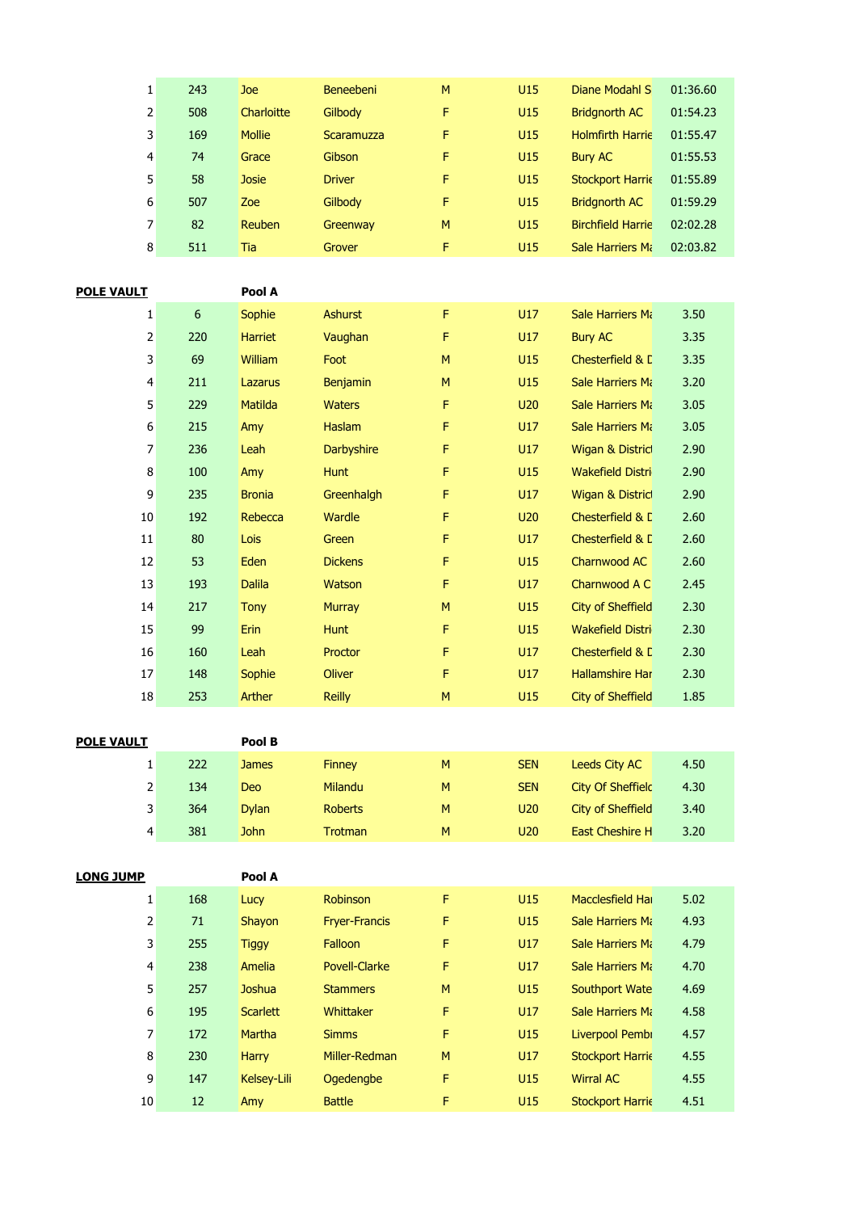| | | | | | | | |
|---|---|---|---|---|---|---|---|
| 1 | 243 | Joe | Beneebeni | M | U15 | Diane Modahl S | 01:36.60 |
| 2 | 508 | Charloitte | Gilbody | F | U15 | Bridgnorth AC | 01:54.23 |
| 3 | 169 | Mollie | Scaramuzza | F | U15 | Holmfirth Harrie | 01:55.47 |
| 4 | 74 | Grace | Gibson | F | U15 | Bury AC | 01:55.53 |
| 5 | 58 | Josie | Driver | F | U15 | Stockport Harrie | 01:55.89 |
| 6 | 507 | Zoe | Gilbody | F | U15 | Bridgnorth AC | 01:59.29 |
| 7 | 82 | Reuben | Greenway | M | U15 | Birchfield Harrie | 02:02.28 |
| 8 | 511 | Tia | Grover | F | U15 | Sale Harriers Ma | 02:03.82 |

**POLE VAULT** **Pool A**

| | | | | | | | |
|---|---|---|---|---|---|---|---|
| 1 | 6 | Sophie | Ashurst | F | U17 | Sale Harriers Ma | 3.50 |
| 2 | 220 | Harriet | Vaughan | F | U17 | Bury AC | 3.35 |
| 3 | 69 | William | Foot | M | U15 | Chesterfield & D | 3.35 |
| 4 | 211 | Lazarus | Benjamin | M | U15 | Sale Harriers Ma | 3.20 |
| 5 | 229 | Matilda | Waters | F | U20 | Sale Harriers Ma | 3.05 |
| 6 | 215 | Amy | Haslam | F | U17 | Sale Harriers Ma | 3.05 |
| 7 | 236 | Leah | Darbyshire | F | U17 | Wigan & District | 2.90 |
| 8 | 100 | Amy | Hunt | F | U15 | Wakefield Distri | 2.90 |
| 9 | 235 | Bronia | Greenhalgh | F | U17 | Wigan & District | 2.90 |
| 10 | 192 | Rebecca | Wardle | F | U20 | Chesterfield & D | 2.60 |
| 11 | 80 | Lois | Green | F | U17 | Chesterfield & D | 2.60 |
| 12 | 53 | Eden | Dickens | F | U15 | Charnwood AC | 2.60 |
| 13 | 193 | Dalila | Watson | F | U17 | Charnwood A C | 2.45 |
| 14 | 217 | Tony | Murray | M | U15 | City of Sheffield | 2.30 |
| 15 | 99 | Erin | Hunt | F | U15 | Wakefield Distri | 2.30 |
| 16 | 160 | Leah | Proctor | F | U17 | Chesterfield & D | 2.30 |
| 17 | 148 | Sophie | Oliver | F | U17 | Hallamshire Har | 2.30 |
| 18 | 253 | Arther | Reilly | M | U15 | City of Sheffield | 1.85 |

**POLE VAULT** **Pool B**

| | | | | | | | |
|---|---|---|---|---|---|---|---|
| 1 | 222 | James | Finney | M | SEN | Leeds City AC | 4.50 |
| 2 | 134 | Deo | Milandu | M | SEN | City Of Sheffield | 4.30 |
| 3 | 364 | Dylan | Roberts | M | U20 | City of Sheffield | 3.40 |
| 4 | 381 | John | Trotman | M | U20 | East Cheshire H | 3.20 |

**LONG JUMP** **Pool A**

| | | | | | | | |
|---|---|---|---|---|---|---|---|
| 1 | 168 | Lucy | Robinson | F | U15 | Macclesfield Har | 5.02 |
| 2 | 71 | Shayon | Fryer-Francis | F | U15 | Sale Harriers Ma | 4.93 |
| 3 | 255 | Tiggy | Falloon | F | U17 | Sale Harriers Ma | 4.79 |
| 4 | 238 | Amelia | Povell-Clarke | F | U17 | Sale Harriers Ma | 4.70 |
| 5 | 257 | Joshua | Stammers | M | U15 | Southport Wate | 4.69 |
| 6 | 195 | Scarlett | Whittaker | F | U17 | Sale Harriers Ma | 4.58 |
| 7 | 172 | Martha | Simms | F | U15 | Liverpool Pembı | 4.57 |
| 8 | 230 | Harry | Miller-Redman | M | U17 | Stockport Harrie | 4.55 |
| 9 | 147 | Kelsey-Lili | Ogedengbe | F | U15 | Wirral AC | 4.55 |
| 10 | 12 | Amy | Battle | F | U15 | Stockport Harrie | 4.51 |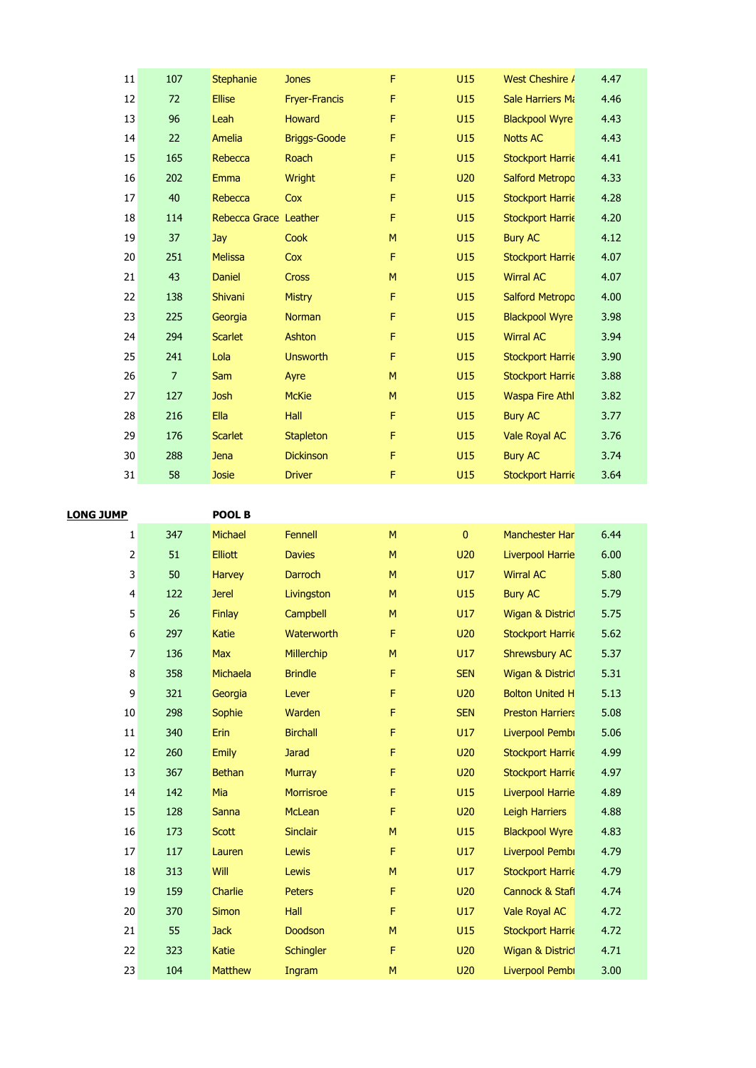| | | | | | | | |
|---|---|---|---|---|---|---|---|
| 11 | 107 | Stephanie | Jones | F | U15 | West Cheshire / | 4.47 |
| 12 | 72 | Ellise | Fryer-Francis | F | U15 | Sale Harriers Ma | 4.46 |
| 13 | 96 | Leah | Howard | F | U15 | Blackpool Wyre | 4.43 |
| 14 | 22 | Amelia | Briggs-Goode | F | U15 | Notts AC | 4.43 |
| 15 | 165 | Rebecca | Roach | F | U15 | Stockport Harrie | 4.41 |
| 16 | 202 | Emma | Wright | F | U20 | Salford Metropo | 4.33 |
| 17 | 40 | Rebecca | Cox | F | U15 | Stockport Harrie | 4.28 |
| 18 | 114 | Rebecca Grace | Leather | F | U15 | Stockport Harrie | 4.20 |
| 19 | 37 | Jay | Cook | M | U15 | Bury AC | 4.12 |
| 20 | 251 | Melissa | Cox | F | U15 | Stockport Harrie | 4.07 |
| 21 | 43 | Daniel | Cross | M | U15 | Wirral AC | 4.07 |
| 22 | 138 | Shivani | Mistry | F | U15 | Salford Metropo | 4.00 |
| 23 | 225 | Georgia | Norman | F | U15 | Blackpool Wyre | 3.98 |
| 24 | 294 | Scarlet | Ashton | F | U15 | Wirral AC | 3.94 |
| 25 | 241 | Lola | Unsworth | F | U15 | Stockport Harrie | 3.90 |
| 26 | 7 | Sam | Ayre | M | U15 | Stockport Harrie | 3.88 |
| 27 | 127 | Josh | McKie | M | U15 | Waspa Fire Athl | 3.82 |
| 28 | 216 | Ella | Hall | F | U15 | Bury AC | 3.77 |
| 29 | 176 | Scarlet | Stapleton | F | U15 | Vale Royal AC | 3.76 |
| 30 | 288 | Jena | Dickinson | F | U15 | Bury AC | 3.74 |
| 31 | 58 | Josie | Driver | F | U15 | Stockport Harrie | 3.64 |

**LONG JUMP** **POOL B**

| | | | | | | | |
|---|---|---|---|---|---|---|---|
| 1 | 347 | Michael | Fennell | M | 0 | Manchester Har | 6.44 |
| 2 | 51 | Elliott | Davies | M | U20 | Liverpool Harrie | 6.00 |
| 3 | 50 | Harvey | Darroch | M | U17 | Wirral AC | 5.80 |
| 4 | 122 | Jerel | Livingston | M | U15 | Bury AC | 5.79 |
| 5 | 26 | Finlay | Campbell | M | U17 | Wigan & Distric | 5.75 |
| 6 | 297 | Katie | Waterworth | F | U20 | Stockport Harrie | 5.62 |
| 7 | 136 | Max | Millerchip | M | U17 | Shrewsbury AC | 5.37 |
| 8 | 358 | Michaela | Brindle | F | SEN | Wigan & Distric | 5.31 |
| 9 | 321 | Georgia | Lever | F | U20 | Bolton United H | 5.13 |
| 10 | 298 | Sophie | Warden | F | SEN | Preston Harriers | 5.08 |
| 11 | 340 | Erin | Birchall | F | U17 | Liverpool Pembr | 5.06 |
| 12 | 260 | Emily | Jarad | F | U20 | Stockport Harrie | 4.99 |
| 13 | 367 | Bethan | Murray | F | U20 | Stockport Harrie | 4.97 |
| 14 | 142 | Mia | Morrisroe | F | U15 | Liverpool Harrie | 4.89 |
| 15 | 128 | Sanna | McLean | F | U20 | Leigh Harriers | 4.88 |
| 16 | 173 | Scott | Sinclair | M | U15 | Blackpool Wyre | 4.83 |
| 17 | 117 | Lauren | Lewis | F | U17 | Liverpool Pembr | 4.79 |
| 18 | 313 | Will | Lewis | M | U17 | Stockport Harrie | 4.79 |
| 19 | 159 | Charlie | Peters | F | U20 | Cannock & Staff | 4.74 |
| 20 | 370 | Simon | Hall | F | U17 | Vale Royal AC | 4.72 |
| 21 | 55 | Jack | Doodson | M | U15 | Stockport Harrie | 4.72 |
| 22 | 323 | Katie | Schingler | F | U20 | Wigan & Distric | 4.71 |
| 23 | 104 | Matthew | Ingram | M | U20 | Liverpool Pembr | 3.00 |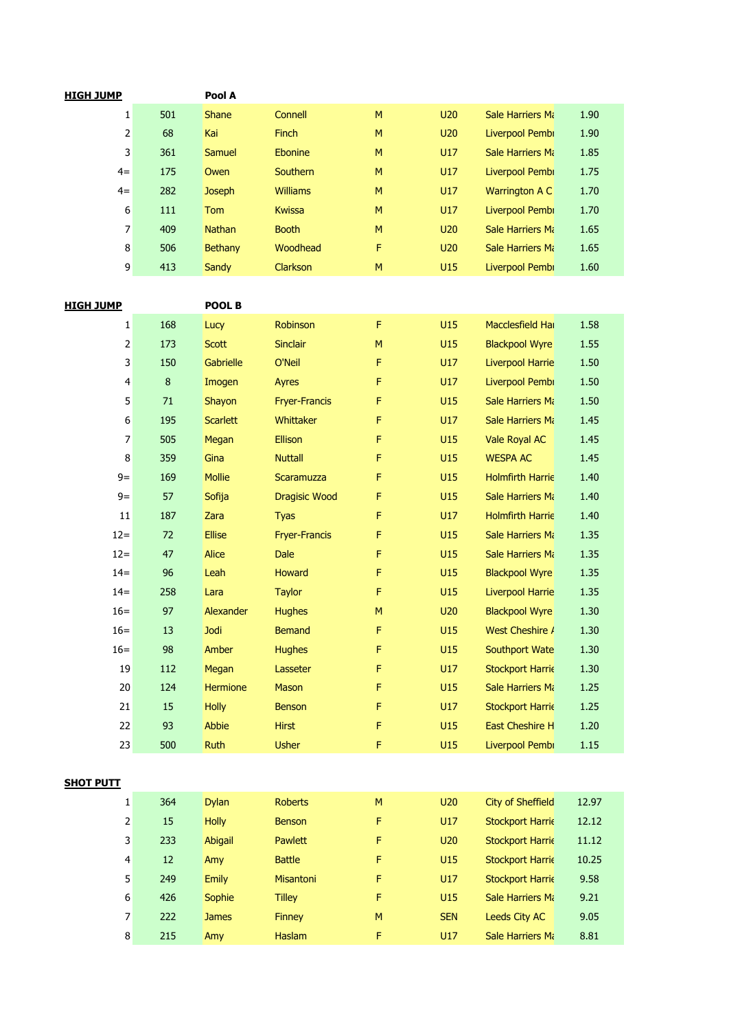**HIGH JUMP** **Pool A**

| Pos | No. | First Name | Surname | Sex | Age | Club | Result |
|---|---|---|---|---|---|---|---|
| 1 | 501 | Shane | Connell | M | U20 | Sale Harriers Ma | 1.90 |
| 2 | 68 | Kai | Finch | M | U20 | Liverpool Pembı | 1.90 |
| 3 | 361 | Samuel | Ebonine | M | U17 | Sale Harriers Ma | 1.85 |
| 4= | 175 | Owen | Southern | M | U17 | Liverpool Pembı | 1.75 |
| 4= | 282 | Joseph | Williams | M | U17 | Warrington A C | 1.70 |
| 6 | 111 | Tom | Kwissa | M | U17 | Liverpool Pembı | 1.70 |
| 7 | 409 | Nathan | Booth | M | U20 | Sale Harriers Ma | 1.65 |
| 8 | 506 | Bethany | Woodhead | F | U20 | Sale Harriers Ma | 1.65 |
| 9 | 413 | Sandy | Clarkson | M | U15 | Liverpool Pembı | 1.60 |

**HIGH JUMP** **POOL B**

| Pos | No. | First Name | Surname | Sex | Age | Club | Result |
|---|---|---|---|---|---|---|---|
| 1 | 168 | Lucy | Robinson | F | U15 | Macclesfield Hai | 1.58 |
| 2 | 173 | Scott | Sinclair | M | U15 | Blackpool Wyre | 1.55 |
| 3 | 150 | Gabrielle | O'Neil | F | U17 | Liverpool Harrie | 1.50 |
| 4 | 8 | Imogen | Ayres | F | U17 | Liverpool Pembı | 1.50 |
| 5 | 71 | Shayon | Fryer-Francis | F | U15 | Sale Harriers Ma | 1.50 |
| 6 | 195 | Scarlett | Whittaker | F | U17 | Sale Harriers Ma | 1.45 |
| 7 | 505 | Megan | Ellison | F | U15 | Vale Royal AC | 1.45 |
| 8 | 359 | Gina | Nuttall | F | U15 | WESPA AC | 1.45 |
| 9= | 169 | Mollie | Scaramuzza | F | U15 | Holmfirth Harrie | 1.40 |
| 9= | 57 | Sofija | Dragisic Wood | F | U15 | Sale Harriers Ma | 1.40 |
| 11 | 187 | Zara | Tyas | F | U17 | Holmfirth Harrie | 1.40 |
| 12= | 72 | Ellise | Fryer-Francis | F | U15 | Sale Harriers Ma | 1.35 |
| 12= | 47 | Alice | Dale | F | U15 | Sale Harriers Ma | 1.35 |
| 14= | 96 | Leah | Howard | F | U15 | Blackpool Wyre | 1.35 |
| 14= | 258 | Lara | Taylor | F | U15 | Liverpool Harrie | 1.35 |
| 16= | 97 | Alexander | Hughes | M | U20 | Blackpool Wyre | 1.30 |
| 16= | 13 | Jodi | Bemand | F | U15 | West Cheshire / | 1.30 |
| 16= | 98 | Amber | Hughes | F | U15 | Southport Wate | 1.30 |
| 19 | 112 | Megan | Lasseter | F | U17 | Stockport Harrie | 1.30 |
| 20 | 124 | Hermione | Mason | F | U15 | Sale Harriers Ma | 1.25 |
| 21 | 15 | Holly | Benson | F | U17 | Stockport Harrie | 1.25 |
| 22 | 93 | Abbie | Hirst | F | U15 | East Cheshire H | 1.20 |
| 23 | 500 | Ruth | Usher | F | U15 | Liverpool Pembı | 1.15 |

**SHOT PUTT**

| Pos | No. | First Name | Surname | Sex | Age | Club | Result |
|---|---|---|---|---|---|---|---|
| 1 | 364 | Dylan | Roberts | M | U20 | City of Sheffield | 12.97 |
| 2 | 15 | Holly | Benson | F | U17 | Stockport Harrie | 12.12 |
| 3 | 233 | Abigail | Pawlett | F | U20 | Stockport Harrie | 11.12 |
| 4 | 12 | Amy | Battle | F | U15 | Stockport Harrie | 10.25 |
| 5 | 249 | Emily | Misantoni | F | U17 | Stockport Harrie | 9.58 |
| 6 | 426 | Sophie | Tilley | F | U15 | Sale Harriers Ma | 9.21 |
| 7 | 222 | James | Finney | M | SEN | Leeds City AC | 9.05 |
| 8 | 215 | Amy | Haslam | F | U17 | Sale Harriers Ma | 8.81 |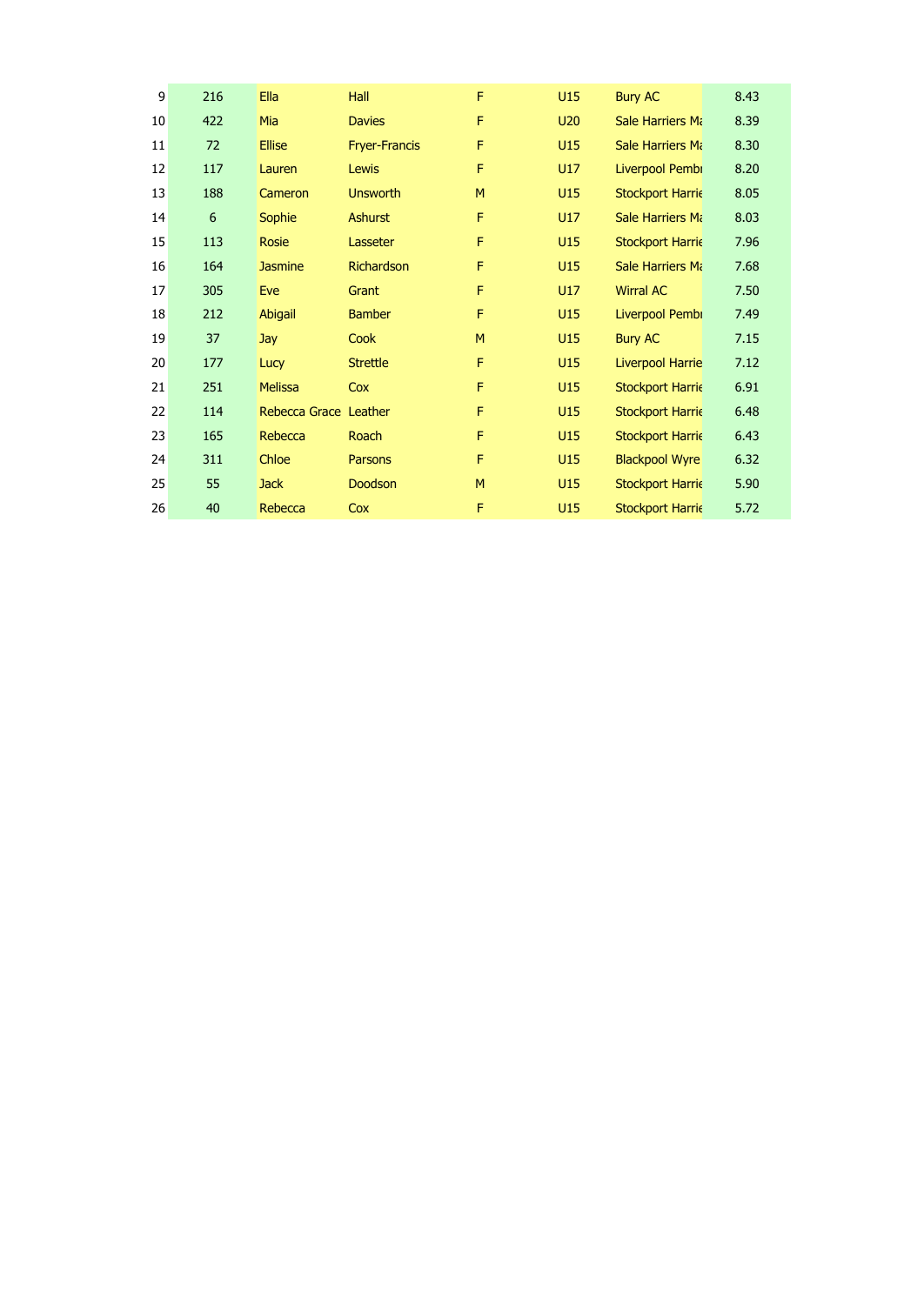| | | | | | | | |
|---|---|---|---|---|---|---|---|
| 9 | 216 | Ella | Hall | F | U15 | Bury AC | 8.43 |
| 10 | 422 | Mia | Davies | F | U20 | Sale Harriers Ma | 8.39 |
| 11 | 72 | Ellise | Fryer-Francis | F | U15 | Sale Harriers Ma | 8.30 |
| 12 | 117 | Lauren | Lewis | F | U17 | Liverpool Pembr | 8.20 |
| 13 | 188 | Cameron | Unsworth | M | U15 | Stockport Harrie | 8.05 |
| 14 | 6 | Sophie | Ashurst | F | U17 | Sale Harriers Ma | 8.03 |
| 15 | 113 | Rosie | Lasseter | F | U15 | Stockport Harrie | 7.96 |
| 16 | 164 | Jasmine | Richardson | F | U15 | Sale Harriers Ma | 7.68 |
| 17 | 305 | Eve | Grant | F | U17 | Wirral AC | 7.50 |
| 18 | 212 | Abigail | Bamber | F | U15 | Liverpool Pembr | 7.49 |
| 19 | 37 | Jay | Cook | M | U15 | Bury AC | 7.15 |
| 20 | 177 | Lucy | Strettle | F | U15 | Liverpool Harrie | 7.12 |
| 21 | 251 | Melissa | Cox | F | U15 | Stockport Harrie | 6.91 |
| 22 | 114 | Rebecca Grace | Leather | F | U15 | Stockport Harrie | 6.48 |
| 23 | 165 | Rebecca | Roach | F | U15 | Stockport Harrie | 6.43 |
| 24 | 311 | Chloe | Parsons | F | U15 | Blackpool Wyre | 6.32 |
| 25 | 55 | Jack | Doodson | M | U15 | Stockport Harrie | 5.90 |
| 26 | 40 | Rebecca | Cox | F | U15 | Stockport Harrie | 5.72 |